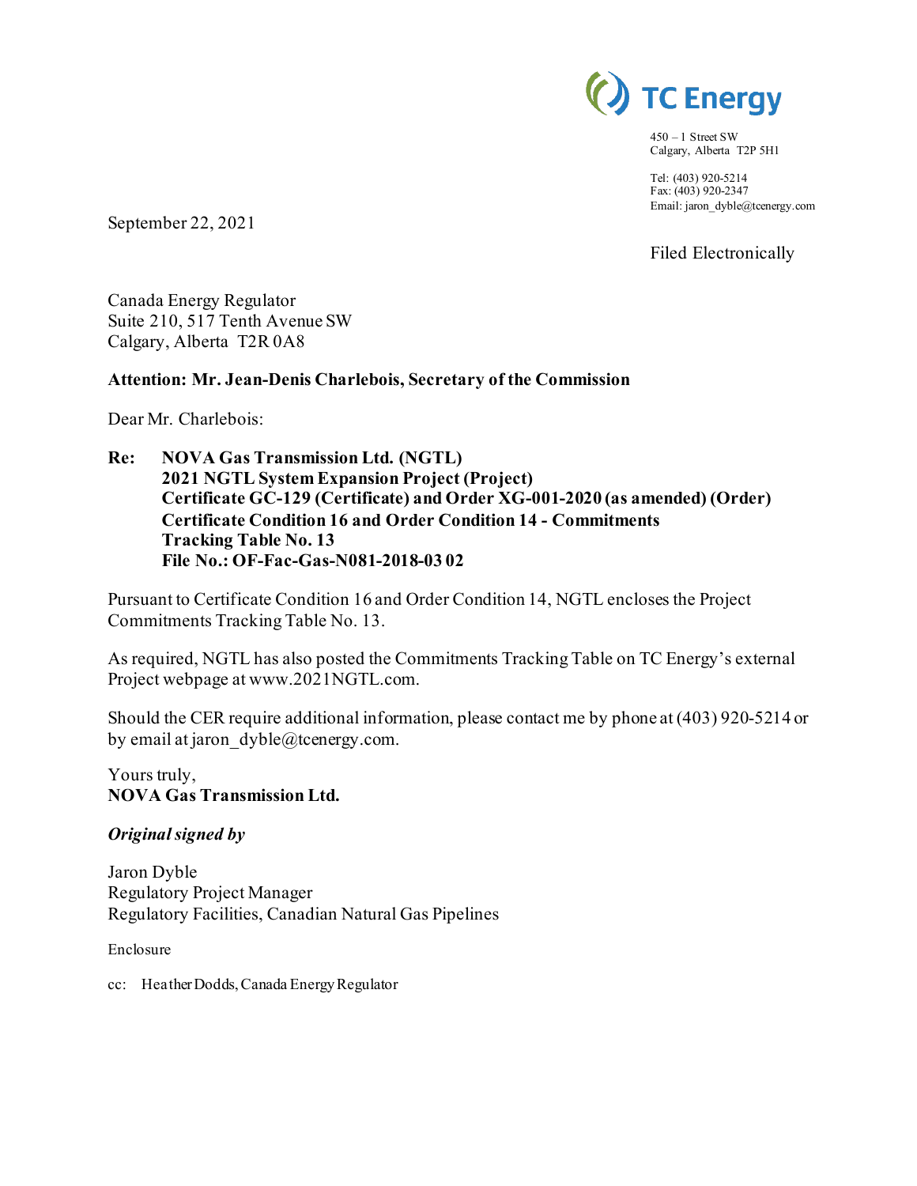TC Energy

450 – 1 Street SW
Calgary, Alberta T2P 5H1

Tel: (403) 920-5214
Fax: (403) 920-2347
Email: jaron_dyble@tcenergy.com

September 22, 2021

Filed Electronically

Canada Energy Regulator
Suite 210, 517 Tenth Avenue SW
Calgary, Alberta T2R 0A8

**Attention: Mr. Jean-Denis Charlebois, Secretary of the Commission**

Dear Mr. Charlebois:

**Re: NOVA Gas Transmission Ltd. (NGTL)**
**2021 NGTL System Expansion Project (Project)**
**Certificate GC-129 (Certificate) and Order XG-001-2020 (as amended) (Order)**
**Certificate Condition 16 and Order Condition 14 - Commitments Tracking Table No. 13**
**File No.: OF-Fac-Gas-N081-2018-03 02**

Pursuant to Certificate Condition 16 and Order Condition 14, NGTL encloses the Project Commitments Tracking Table No. 13.

As required, NGTL has also posted the Commitments Tracking Table on TC Energy's external Project webpage at www.2021NGTL.com.

Should the CER require additional information, please contact me by phone at (403) 920-5214 or by email at jaron_dyble@tcenergy.com.

Yours truly,
**NOVA Gas Transmission Ltd.**

***Original signed by***

Jaron Dyble
Regulatory Project Manager
Regulatory Facilities, Canadian Natural Gas Pipelines

Enclosure

cc: Heather Dodds, Canada Energy Regulator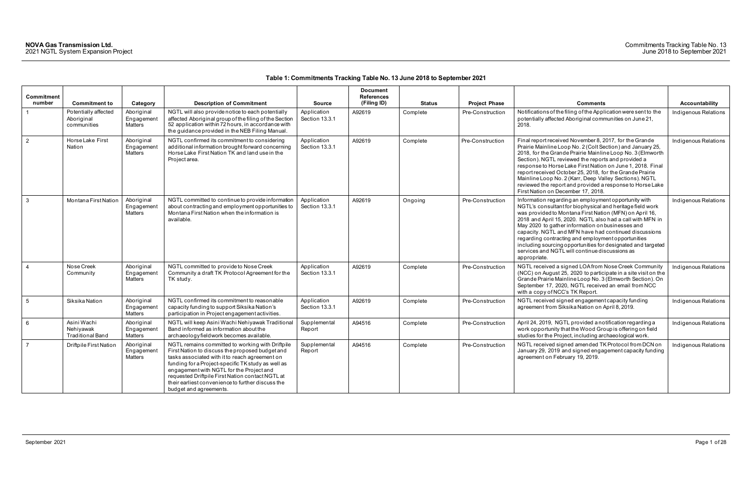**Table 1: Commitments Tracking Table No. 13 June 2018 to September 2021**

| Commitment number | Commitment to | Category | Description of Commitment | Source | Document References (Filing ID) | Status | Project Phase | Comments | Accountability |
|---|---|---|---|---|---|---|---|---|---|
| 1 | Potentially affected Aboriginal communities | Aboriginal Engagement Matters | NGTL will also provide notice to each potentially affected Aboriginal group of the filing of the Section 52 application within 72 hours, in accordance with the guidance provided in the NEB Filing Manual. | Application Section 13.3.1 | A92619 | Complete | Pre-Construction | Notifications of the filing of the Application were sent to the potentially affected Aboriginal communities on June 21, 2018. | Indigenous Relations |
| 2 | Horse Lake First Nation | Aboriginal Engagement Matters | NGTL confirmed its commitment to considering additional information brought forward concerning Horse Lake First Nation TK and land use in the Project area. | Application Section 13.3.1 | A92619 | Complete | Pre-Construction | Final report received November 8, 2017, for the Grande Prairie Mainline Loop No. 2 (Colt Section) and January 25, 2018, for the Grande Prairie Mainline Loop No. 3 (Elmworth Section). NGTL reviewed the reports and provided a response to Horse Lake First Nation on June 1, 2018. Final report received October 25, 2018, for the Grande Prairie Mainline Loop No. 2 (Karr, Deep Valley Sections). NGTL reviewed the report and provided a response to Horse Lake First Nation on December 17, 2018. | Indigenous Relations |
| 3 | Montana First Nation | Aboriginal Engagement Matters | NGTL committed to continue to provide information about contracting and employment opportunities to Montana First Nation when the information is available. | Application Section 13.3.1 | A92619 | Ongoing | Pre-Construction | Information regarding an employment opportunity with NGTL's consultant for biophysical and heritage field work was provided to Montana First Nation (MFN) on April 16, 2018 and April 15, 2020. NGTL also had a call with MFN in May 2020 to gather information on businesses and capacity. NGTL and MFN have had continued discussions regarding contracting and employment opportunities including sourcing opportunities for designated and targeted services and NGTL will continue discussions as appropriate. | Indigenous Relations |
| 4 | Nose Creek Community | Aboriginal Engagement Matters | NGTL committed to provide to Nose Creek Community a draft TK Protocol Agreement for the TK study. | Application Section 13.3.1 | A92619 | Complete | Pre-Construction | NGTL received a signed LOA from Nose Creek Community (NCC) on August 25, 2020 to participate in a site visit on the Grande Prairie Mainline Loop No. 3 (Elmworth Section). On September 17, 2020, NGTL received an email from NCC with a copy of NCC's TK Report. | Indigenous Relations |
| 5 | Siksika Nation | Aboriginal Engagement Matters | NGTL confirmed its commitment to reasonable capacity funding to support Siksika Nation's participation in Project engagement activities. | Application Section 13.3.1 | A92619 | Complete | Pre-Construction | NGTL received signed engagement capacity funding agreement from Siksika Nation on April 8, 2019. | Indigenous Relations |
| 6 | Asini Wachi Nehiyawak Traditional Band | Aboriginal Engagement Matters | NGTL will keep Asini Wachi Nehiyawak Traditional Band informed as information about the archaeology fieldwork becomes available. | Supplemental Report | A94516 | Complete | Pre-Construction | April 24, 2019, NGTL provided a notification regarding a work opportunity that the Wood Group is offering on field studies for the Project, including archaeological work. | Indigenous Relations |
| 7 | Driftpile First Nation | Aboriginal Engagement Matters | NGTL remains committed to working with Driftpile First Nation to discuss the proposed budget and tasks associated with it to reach agreement on funding for a Project-specific TK study as well as engagement with NGTL for the Project and requested Driftpile First Nation contact NGTL at their earliest convenience to further discuss the budget and agreements. | Supplemental Report | A94516 | Complete | Pre-Construction | NGTL received signed amended TK Protocol from DCN on January 29, 2019 and signed engagement capacity funding agreement on February 19, 2019. | Indigenous Relations |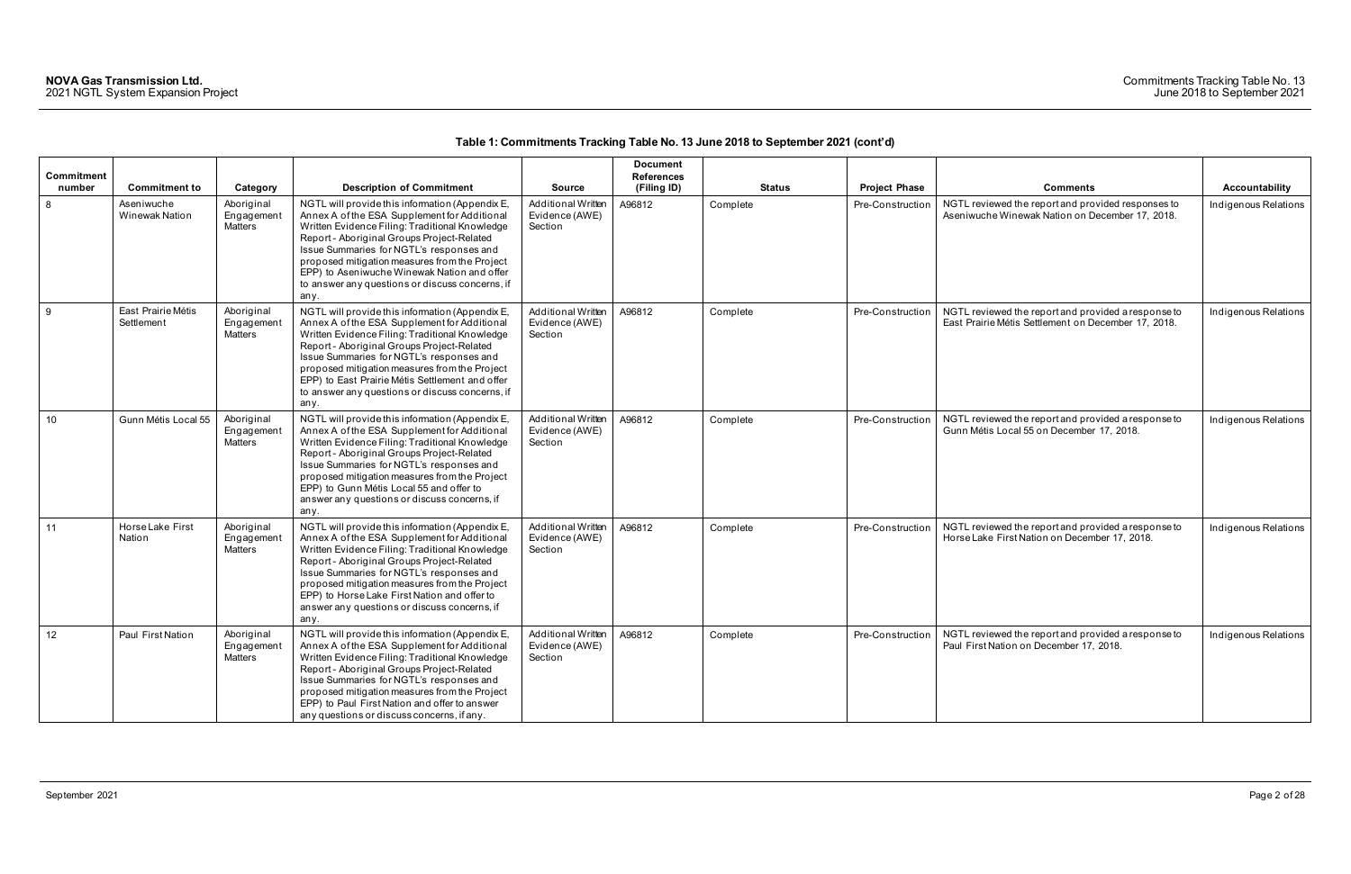**Table 1: Commitments Tracking Table No. 13 June 2018 to September 2021 (cont'd)**

| Commitment number | Commitment to | Category | Description of Commitment | Source | Document References (Filing ID) | Status | Project Phase | Comments | Accountability |
|---|---|---|---|---|---|---|---|---|---|
| 8 | Aseniwuche Winewak Nation | Aboriginal Engagement Matters | NGTL will provide this information (Appendix E, Annex A of the ESA Supplement for Additional Written Evidence Filing: Traditional Knowledge Report - Aboriginal Groups Project-Related Issue Summaries for NGTL's responses and proposed mitigation measures from the Project EPP) to Aseniwuche Winewak Nation and offer to answer any questions or discuss concerns, if any. | Additional Written Evidence (AWE) Section | A96812 | Complete | Pre-Construction | NGTL reviewed the report and provided responses to Aseniwuche Winewak Nation on December 17, 2018. | Indigenous Relations |
| 9 | East Prairie Métis Settlement | Aboriginal Engagement Matters | NGTL will provide this information (Appendix E, Annex A of the ESA Supplement for Additional Written Evidence Filing: Traditional Knowledge Report - Aboriginal Groups Project-Related Issue Summaries for NGTL's responses and proposed mitigation measures from the Project EPP) to East Prairie Métis Settlement and offer to answer any questions or discuss concerns, if any. | Additional Written Evidence (AWE) Section | A96812 | Complete | Pre-Construction | NGTL reviewed the report and provided a response to East Prairie Métis Settlement on December 17, 2018. | Indigenous Relations |
| 10 | Gunn Métis Local 55 | Aboriginal Engagement Matters | NGTL will provide this information (Appendix E, Annex A of the ESA Supplement for Additional Written Evidence Filing: Traditional Knowledge Report - Aboriginal Groups Project-Related Issue Summaries for NGTL's responses and proposed mitigation measures from the Project EPP) to Gunn Métis Local 55 and offer to answer any questions or discuss concerns, if any. | Additional Written Evidence (AWE) Section | A96812 | Complete | Pre-Construction | NGTL reviewed the report and provided a response to Gunn Métis Local 55 on December 17, 2018. | Indigenous Relations |
| 11 | Horse Lake First Nation | Aboriginal Engagement Matters | NGTL will provide this information (Appendix E, Annex A of the ESA Supplement for Additional Written Evidence Filing: Traditional Knowledge Report - Aboriginal Groups Project-Related Issue Summaries for NGTL's responses and proposed mitigation measures from the Project EPP) to Horse Lake First Nation and offer to answer any questions or discuss concerns, if any. | Additional Written Evidence (AWE) Section | A96812 | Complete | Pre-Construction | NGTL reviewed the report and provided a response to Horse Lake First Nation on December 17, 2018. | Indigenous Relations |
| 12 | Paul First Nation | Aboriginal Engagement Matters | NGTL will provide this information (Appendix E, Annex A of the ESA Supplement for Additional Written Evidence Filing: Traditional Knowledge Report - Aboriginal Groups Project-Related Issue Summaries for NGTL's responses and proposed mitigation measures from the Project EPP) to Paul First Nation and offer to answer any questions or discuss concerns, if any. | Additional Written Evidence (AWE) Section | A96812 | Complete | Pre-Construction | NGTL reviewed the report and provided a response to Paul First Nation on December 17, 2018. | Indigenous Relations |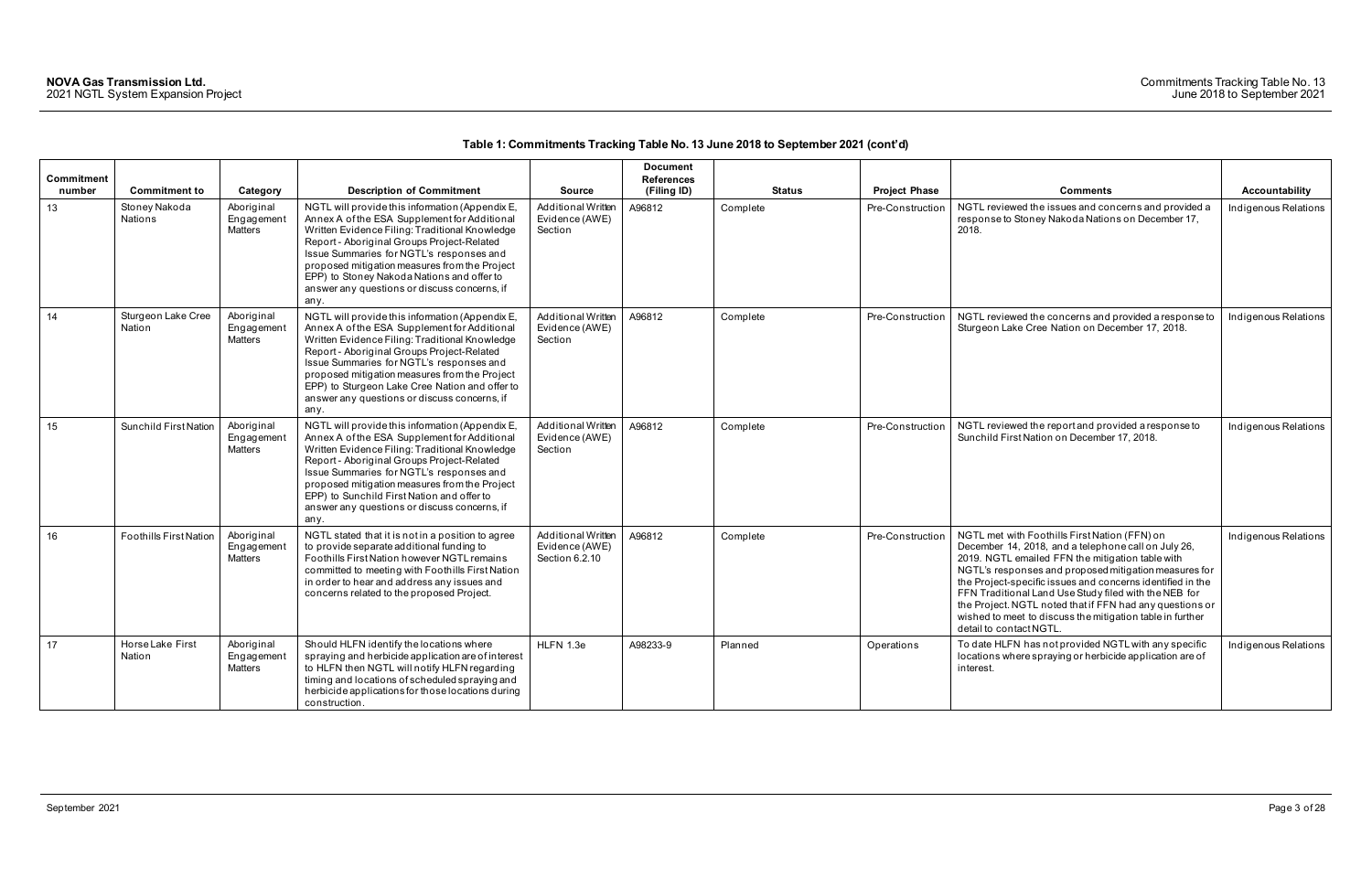**Table 1: Commitments Tracking Table No. 13 June 2018 to September 2021 (cont'd)**

| Commitment number | Commitment to | Category | Description of Commitment | Source | Document References (Filing ID) | Status | Project Phase | Comments | Accountability |
|---|---|---|---|---|---|---|---|---|---|
| 13 | Stoney Nakoda Nations | Aboriginal Engagement Matters | NGTL will provide this information (Appendix E, Annex A of the ESA Supplement for Additional Written Evidence Filing: Traditional Knowledge Report - Aboriginal Groups Project-Related Issue Summaries for NGTL's responses and proposed mitigation measures from the Project EPP) to Stoney Nakoda Nations and offer to answer any questions or discuss concerns, if any. | Additional Written Evidence (AWE) Section | A96812 | Complete | Pre-Construction | NGTL reviewed the issues and concerns and provided a response to Stoney Nakoda Nations on December 17, 2018. | Indigenous Relations |
| 14 | Sturgeon Lake Cree Nation | Aboriginal Engagement Matters | NGTL will provide this information (Appendix E, Annex A of the ESA Supplement for Additional Written Evidence Filing: Traditional Knowledge Report - Aboriginal Groups Project-Related Issue Summaries for NGTL's responses and proposed mitigation measures from the Project EPP) to Sturgeon Lake Cree Nation and offer to answer any questions or discuss concerns, if any. | Additional Written Evidence (AWE) Section | A96812 | Complete | Pre-Construction | NGTL reviewed the concerns and provided a response to Sturgeon Lake Cree Nation on December 17, 2018. | Indigenous Relations |
| 15 | Sunchild First Nation | Aboriginal Engagement Matters | NGTL will provide this information (Appendix E, Annex A of the ESA Supplement for Additional Written Evidence Filing: Traditional Knowledge Report - Aboriginal Groups Project-Related Issue Summaries for NGTL's responses and proposed mitigation measures from the Project EPP) to Sunchild First Nation and offer to answer any questions or discuss concerns, if any. | Additional Written Evidence (AWE) Section | A96812 | Complete | Pre-Construction | NGTL reviewed the report and provided a response to Sunchild First Nation on December 17, 2018. | Indigenous Relations |
| 16 | Foothills First Nation | Aboriginal Engagement Matters | NGTL stated that it is not in a position to agree to provide separate additional funding to Foothills First Nation however NGTL remains committed to meeting with Foothills First Nation in order to hear and address any issues and concerns related to the proposed Project. | Additional Written Evidence (AWE) Section 6.2.10 | A96812 | Complete | Pre-Construction | NGTL met with Foothills First Nation (FFN) on December 14, 2018, and a telephone call on July 26, 2019. NGTL emailed FFN the mitigation table with NGTL's responses and proposed mitigation measures for the Project-specific issues and concerns identified in the FFN Traditional Land Use Study filed with the NEB for the Project. NGTL noted that if FFN had any questions or wished to meet to discuss the mitigation table in further detail to contact NGTL. | Indigenous Relations |
| 17 | Horse Lake First Nation | Aboriginal Engagement Matters | Should HLFN identify the locations where spraying and herbicide application are of interest to HLFN then NGTL will notify HLFN regarding timing and locations of scheduled spraying and herbicide applications for those locations during construction. | HLFN 1.3e | A98233-9 | Planned | Operations | To date HLFN has not provided NGTL with any specific locations where spraying or herbicide application are of interest. | Indigenous Relations |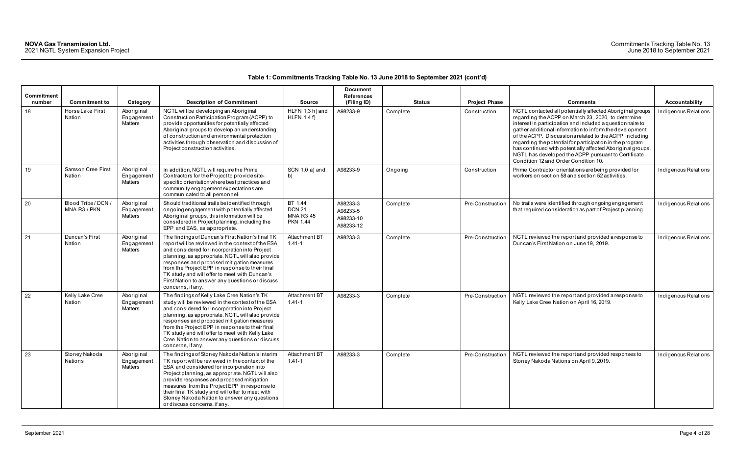**Table 1: Commitments Tracking Table No. 13 June 2018 to September 2021 (cont'd)**

| Commitment number | Commitment to | Category | Description of Commitment | Source | Document References (Filing ID) | Status | Project Phase | Comments | Accountability |
|---|---|---|---|---|---|---|---|---|---|
| 18 | Horse Lake First Nation | Aboriginal Engagement Matters | NGTL will be developing an Aboriginal Construction Participation Program (ACPP) to provide opportunities for potentially affected Aboriginal groups to develop an understanding of construction and environmental protection activities through observation and discussion of Project construction activities. | HLFN 1.3 h) and HLFN 1.4 f) | A98233-9 | Complete | Construction | NGTL contacted all potentially affected Aboriginal groups regarding the ACPP on March 23, 2020, to determine interest in participation and included a questionnaire to gather additional information to inform the development of the ACPP. Discussions related to the ACPP including regarding the potential for participation in the program has continued with potentially affected Aboriginal groups. NGTL has developed the ACPP pursuant to Certificate Condition 12 and Order Condition 10. | Indigenous Relations |
| 19 | Samson Cree First Nation | Aboriginal Engagement Matters | In addition, NGTL will require the Prime Contractors for the Project to provide site-specific orientation where best practices and community engagement expectations are communicated to all personnel. | SCN 1.0 a) and b) | A98233-9 | Ongoing | Construction | Prime Contractor orientations are being provided for workers on section 58 and section 52 activities. | Indigenous Relations |
| 20 | Blood Tribe / DCN / MNA R3 / PKN | Aboriginal Engagement Matters | Should traditional trails be identified through ongoing engagement with potentially affected Aboriginal groups, this information will be considered in Project planning, including the EPP and EAS, as appropriate. | BT 1.44<br>DCN 21<br>MNA R3 45<br>PKN 1.44 | A98233-3<br>A98233-5<br>A98233-10<br>A98233-12 | Complete | Pre-Construction | No trails were identified through ongoing engagement that required consideration as part of Project planning. | Indigenous Relations |
| 21 | Duncan's First Nation | Aboriginal Engagement Matters | The findings of Duncan's First Nation's final TK report will be reviewed in the context of the ESA and considered for incorporation into Project planning, as appropriate. NGTL will also provide responses and proposed mitigation measures from the Project EPP in response to their final TK study and will offer to meet with Duncan's First Nation to answer any questions or discuss concerns, if any. | Attachment BT 1.41-1 | A98233-3 | Complete | Pre-Construction | NGTL reviewed the report and provided a response to Duncan's First Nation on June 19, 2019. | Indigenous Relations |
| 22 | Kelly Lake Cree Nation | Aboriginal Engagement Matters | The findings of Kelly Lake Cree Nation's TK study will be reviewed in the context of the ESA and considered for incorporation into Project planning, as appropriate. NGTL will also provide responses and proposed mitigation measures from the Project EPP in response to their final TK study and will offer to meet with Kelly Lake Cree Nation to answer any questions or discuss concerns, if any. | Attachment BT 1.41-1 | A98233-3 | Complete | Pre-Construction | NGTL reviewed the report and provided a response to Kelly Lake Cree Nation on April 16, 2019. | Indigenous Relations |
| 23 | Stoney Nakoda Nations | Aboriginal Engagement Matters | The findings of Stoney Nakoda Nation's interim TK report will be reviewed in the context of the ESA and considered for incorporation into Project planning, as appropriate. NGTL will also provide responses and proposed mitigation measures from the Project EPP in response to their final TK study and will offer to meet with Stoney Nakoda Nation to answer any questions or discuss concerns, if any. | Attachment BT 1.41-1 | A98233-3 | Complete | Pre-Construction | NGTL reviewed the report and provided responses to Stoney Nakoda Nations on April 9, 2019. | Indigenous Relations |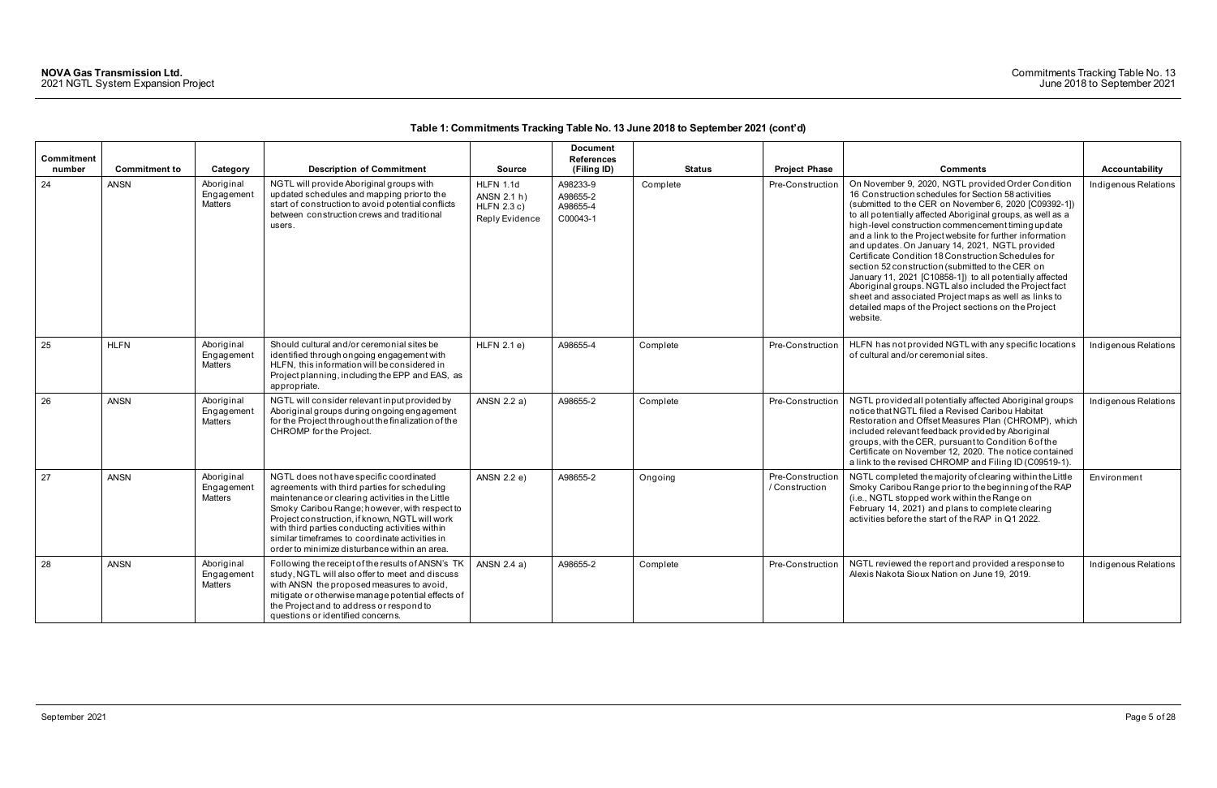**Table 1: Commitments Tracking Table No. 13 June 2018 to September 2021 (cont'd)**

| Commitment number | Commitment to | Category | Description of Commitment | Source | Document References (Filing ID) | Status | Project Phase | Comments | Accountability |
|---|---|---|---|---|---|---|---|---|---|
| 24 | ANSN | Aboriginal Engagement Matters | NGTL will provide Aboriginal groups with updated schedules and mapping prior to the start of construction to avoid potential conflicts between construction crews and traditional users. | HLFN 1.1d ANSN 2.1 h) HLFN 2.3 c) Reply Evidence | A98233-9 A98655-2 A98655-4 C00043-1 | Complete | Pre-Construction | On November 9, 2020, NGTL provided Order Condition 16 Construction schedules for Section 58 activities (submitted to the CER on November 6, 2020 [C09392-1]) to all potentially affected Aboriginal groups, as well as a high-level construction commencement timing update and a link to the Project website for further information and updates. On January 14, 2021, NGTL provided Certificate Condition 18 Construction Schedules for section 52 construction (submitted to the CER on January 11, 2021 [C10858-1]) to all potentially affected Aboriginal groups. NGTL also included the Project fact sheet and associated Project maps as well as links to detailed maps of the Project sections on the Project website. | Indigenous Relations |
| 25 | HLFN | Aboriginal Engagement Matters | Should cultural and/or ceremonial sites be identified through ongoing engagement with HLFN, this information will be considered in Project planning, including the EPP and EAS, as appropriate. | HLFN 2.1 e) | A98655-4 | Complete | Pre-Construction | HLFN has not provided NGTL with any specific locations of cultural and/or ceremonial sites. | Indigenous Relations |
| 26 | ANSN | Aboriginal Engagement Matters | NGTL will consider relevant input provided by Aboriginal groups during ongoing engagement for the Project throughout the finalization of the CHROMP for the Project. | ANSN 2.2 a) | A98655-2 | Complete | Pre-Construction | NGTL provided all potentially affected Aboriginal groups notice that NGTL filed a Revised Caribou Habitat Restoration and Offset Measures Plan (CHROMP), which included relevant feedback provided by Aboriginal groups, with the CER, pursuant to Condition 6 of the Certificate on November 12, 2020. The notice contained a link to the revised CHROMP and Filing ID (C09519-1). | Indigenous Relations |
| 27 | ANSN | Aboriginal Engagement Matters | NGTL does not have specific coordinated agreements with third parties for scheduling maintenance or clearing activities in the Little Smoky Caribou Range; however, with respect to Project construction, if known, NGTL will work with third parties conducting activities within similar timeframes to coordinate activities in order to minimize disturbance within an area. | ANSN 2.2 e) | A98655-2 | Ongoing | Pre-Construction / Construction | NGTL completed the majority of clearing within the Little Smoky Caribou Range prior to the beginning of the RAP (i.e., NGTL stopped work within the Range on February 14, 2021) and plans to complete clearing activities before the start of the RAP in Q1 2022. | Environment |
| 28 | ANSN | Aboriginal Engagement Matters | Following the receipt of the results of ANSN's TK study, NGTL will also offer to meet and discuss with ANSN the proposed measures to avoid, mitigate or otherwise manage potential effects of the Project and to address or respond to questions or identified concerns. | ANSN 2.4 a) | A98655-2 | Complete | Pre-Construction | NGTL reviewed the report and provided a response to Alexis Nakota Sioux Nation on June 19, 2019. | Indigenous Relations |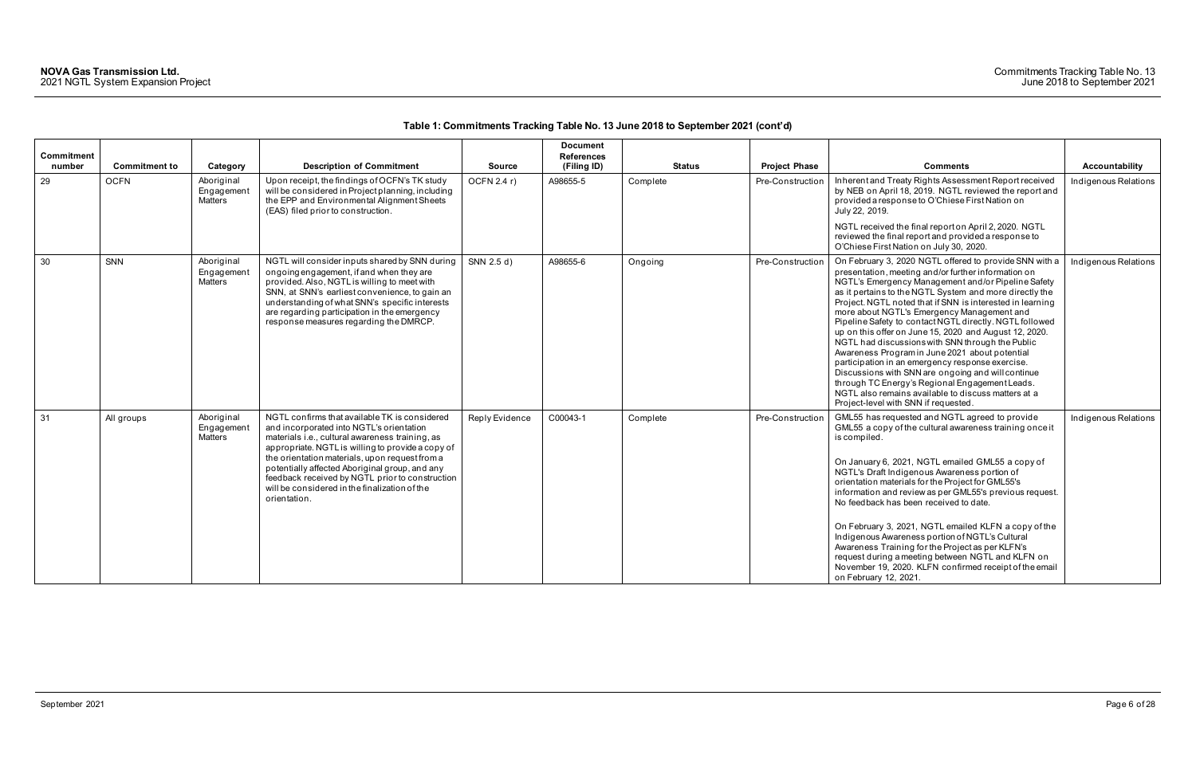**Table 1: Commitments Tracking Table No. 13 June 2018 to September 2021 (cont'd)**

| Commitment number | Commitment to | Category | Description of Commitment | Source | Document References (Filing ID) | Status | Project Phase | Comments | Accountability |
|---|---|---|---|---|---|---|---|---|---|
| 29 | OCFN | Aboriginal Engagement Matters | Upon receipt, the findings of OCFN's TK study will be considered in Project planning, including the EPP and Environmental Alignment Sheets (EAS) filed prior to construction. | OCFN 2.4 r) | A98655-5 | Complete | Pre-Construction | Inherent and Treaty Rights Assessment Report received by NEB on April 18, 2019. NGTL reviewed the report and provided a response to O'Chiese First Nation on July 22, 2019.<br><br>NGTL received the final report on April 2, 2020. NGTL reviewed the final report and provided a response to O'Chiese First Nation on July 30, 2020. | Indigenous Relations |
| 30 | SNN | Aboriginal Engagement Matters | NGTL will consider inputs shared by SNN during ongoing engagement, if and when they are provided. Also, NGTL is willing to meet with SNN, at SNN's earliest convenience, to gain an understanding of what SNN's specific interests are regarding participation in the emergency response measures regarding the DMRCP. | SNN 2.5 d) | A98655-6 | Ongoing | Pre-Construction | On February 3, 2020 NGTL offered to provide SNN with a presentation, meeting and/or further information on NGTL's Emergency Management and/or Pipeline Safety as it pertains to the NGTL System and more directly the Project. NGTL noted that if SNN is interested in learning more about NGTL's Emergency Management and Pipeline Safety to contact NGTL directly. NGTL followed up on this offer on June 15, 2020 and August 12, 2020. NGTL had discussions with SNN through the Public Awareness Program in June 2021 about potential participation in an emergency response exercise. Discussions with SNN are ongoing and will continue through TC Energy's Regional Engagement Leads. NGTL also remains available to discuss matters at a Project-level with SNN if requested. | Indigenous Relations |
| 31 | All groups | Aboriginal Engagement Matters | NGTL confirms that available TK is considered and incorporated into NGTL's orientation materials i.e., cultural awareness training, as appropriate. NGTL is willing to provide a copy of the orientation materials, upon request from a potentially affected Aboriginal group, and any feedback received by NGTL prior to construction will be considered in the finalization of the orientation. | Reply Evidence | C00043-1 | Complete | Pre-Construction | GML55 has requested and NGTL agreed to provide GML55 a copy of the cultural awareness training once it is compiled.<br><br>On January 6, 2021, NGTL emailed GML55 a copy of NGTL's Draft Indigenous Awareness portion of orientation materials for the Project for GML55's information and review as per GML55's previous request. No feedback has been received to date.<br><br>On February 3, 2021, NGTL emailed KLFN a copy of the Indigenous Awareness portion of NGTL's Cultural Awareness Training for the Project as per KLFN's request during a meeting between NGTL and KLFN on November 19, 2020. KLFN confirmed receipt of the email on February 12, 2021. | Indigenous Relations |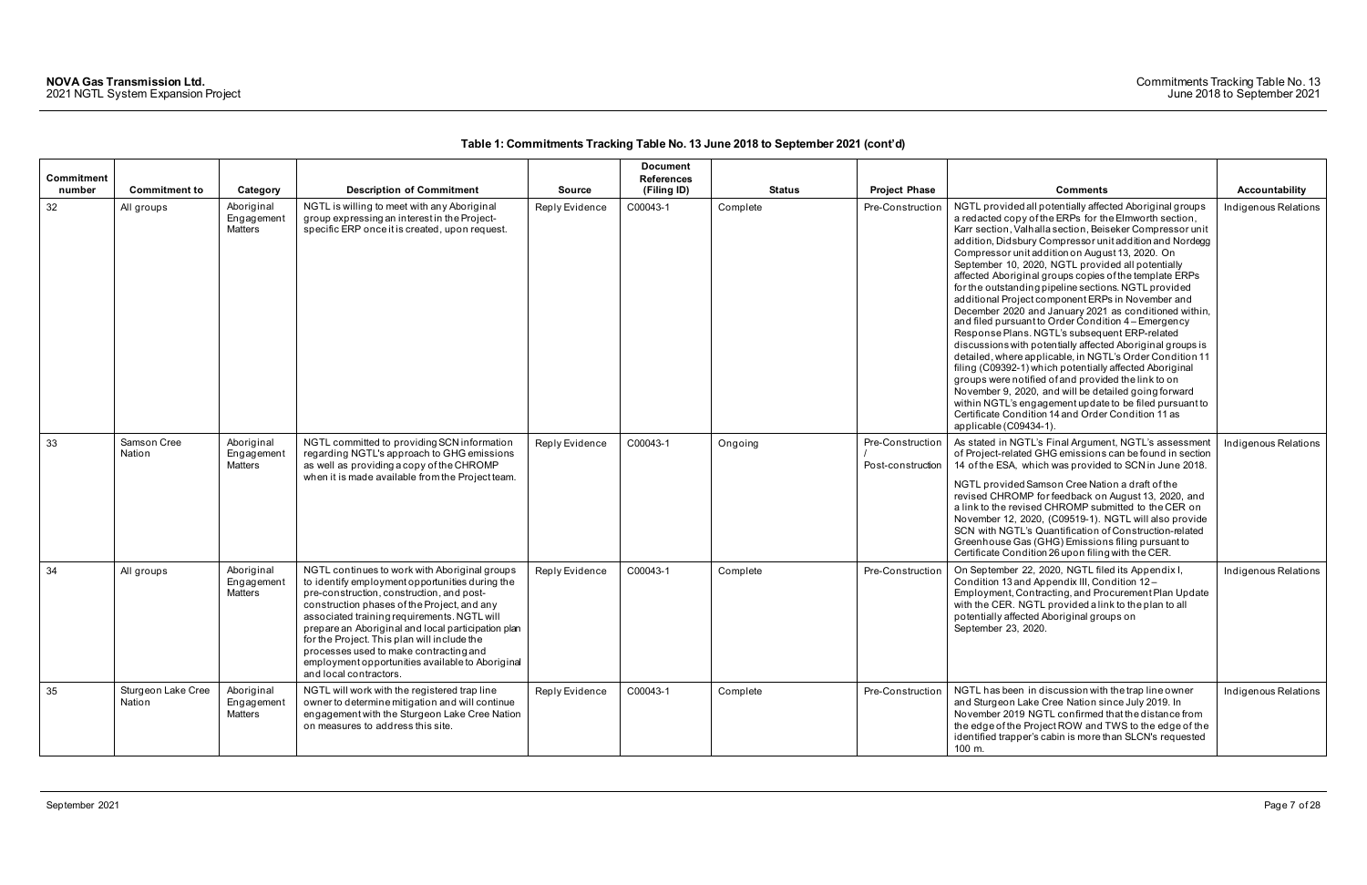**Table 1: Commitments Tracking Table No. 13 June 2018 to September 2021 (cont'd)**

| Commitment number | Commitment to | Category | Description of Commitment | Source | Document References (Filing ID) | Status | Project Phase | Comments | Accountability |
|---|---|---|---|---|---|---|---|---|---|
| 32 | All groups | Aboriginal Engagement Matters | NGTL is willing to meet with any Aboriginal group expressing an interest in the Project-specific ERP once it is created, upon request. | Reply Evidence | C00043-1 | Complete | Pre-Construction | NGTL provided all potentially affected Aboriginal groups a redacted copy of the ERPs for the Elmworth section, Karr section, Valhalla section, Beiseker Compressor unit addition, Didsbury Compressor unit addition and Nordegg Compressor unit addition on August 13, 2020. On September 10, 2020, NGTL provided all potentially affected Aboriginal groups copies of the template ERPs for the outstanding pipeline sections. NGTL provided additional Project component ERPs in November and December 2020 and January 2021 as conditioned within, and filed pursuant to Order Condition 4 – Emergency Response Plans. NGTL's subsequent ERP-related discussions with potentially affected Aboriginal groups is detailed, where applicable, in NGTL's Order Condition 11 filing (C09392-1) which potentially affected Aboriginal groups were notified of and provided the link to on November 9, 2020, and will be detailed going forward within NGTL's engagement update to be filed pursuant to Certificate Condition 14 and Order Condition 11 as applicable (C09434-1). | Indigenous Relations |
| 33 | Samson Cree Nation | Aboriginal Engagement Matters | NGTL committed to providing SCN information regarding NGTL's approach to GHG emissions as well as providing a copy of the CHROMP when it is made available from the Project team. | Reply Evidence | C00043-1 | Ongoing | Pre-Construction / Post-construction | As stated in NGTL's Final Argument, NGTL's assessment of Project-related GHG emissions can be found in section 14 of the ESA, which was provided to SCN in June 2018.<br><br>NGTL provided Samson Cree Nation a draft of the revised CHROMP for feedback on August 13, 2020, and a link to the revised CHROMP submitted to the CER on November 12, 2020, (C09519-1). NGTL will also provide SCN with NGTL's Quantification of Construction-related Greenhouse Gas (GHG) Emissions filing pursuant to Certificate Condition 26 upon filing with the CER. | Indigenous Relations |
| 34 | All groups | Aboriginal Engagement Matters | NGTL continues to work with Aboriginal groups to identify employment opportunities during the pre-construction, construction, and post-construction phases of the Project, and any associated training requirements. NGTL will prepare an Aboriginal and local participation plan for the Project. This plan will include the processes used to make contracting and employment opportunities available to Aboriginal and local contractors. | Reply Evidence | C00043-1 | Complete | Pre-Construction | On September 22, 2020, NGTL filed its Appendix I, Condition 13 and Appendix III, Condition 12 – Employment, Contracting, and Procurement Plan Update with the CER. NGTL provided a link to the plan to all potentially affected Aboriginal groups on September 23, 2020. | Indigenous Relations |
| 35 | Sturgeon Lake Cree Nation | Aboriginal Engagement Matters | NGTL will work with the registered trap line owner to determine mitigation and will continue engagement with the Sturgeon Lake Cree Nation on measures to address this site. | Reply Evidence | C00043-1 | Complete | Pre-Construction | NGTL has been in discussion with the trap line owner and Sturgeon Lake Cree Nation since July 2019. In November 2019 NGTL confirmed that the distance from the edge of the Project ROW and TWS to the edge of the identified trapper's cabin is more than SLCN's requested 100 m. | Indigenous Relations |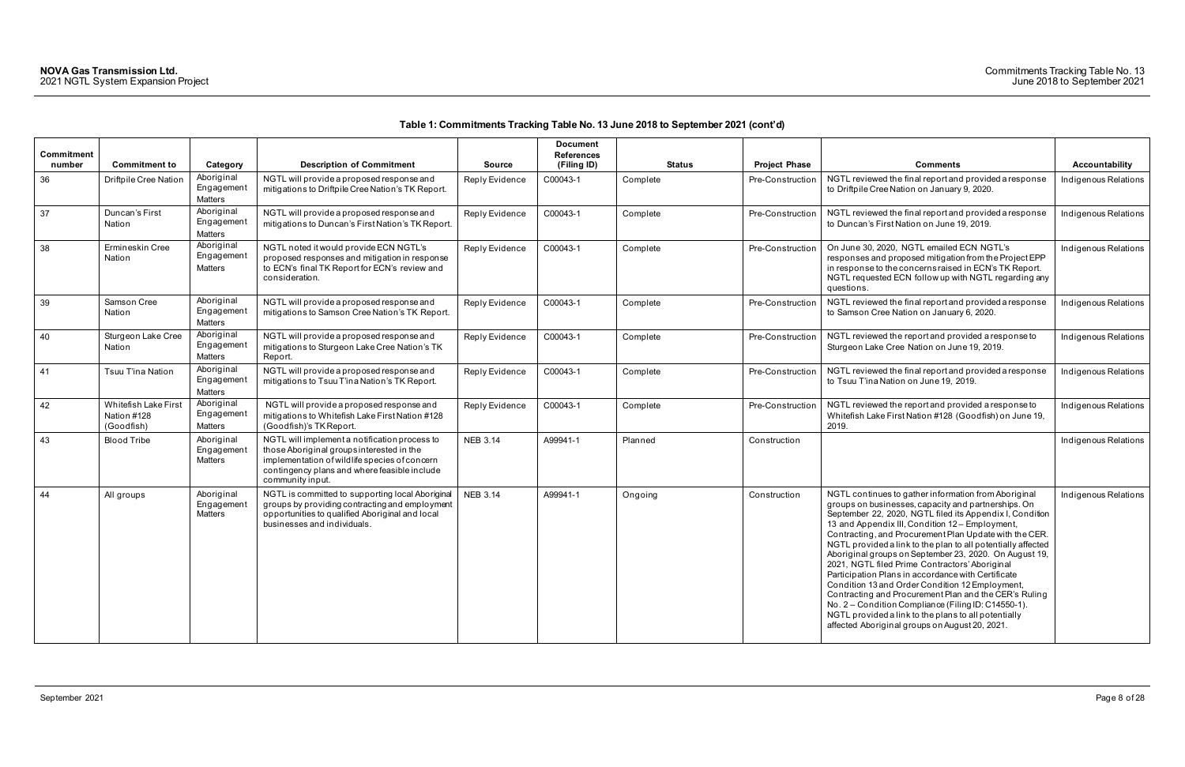**Table 1: Commitments Tracking Table No. 13 June 2018 to September 2021 (cont'd)**

| Commitment number | Commitment to | Category | Description of Commitment | Source | Document References (Filing ID) | Status | Project Phase | Comments | Accountability |
|---|---|---|---|---|---|---|---|---|---|
| 36 | Driftpile Cree Nation | Aboriginal Engagement Matters | NGTL will provide a proposed response and mitigations to Driftpile Cree Nation's TK Report. | Reply Evidence | C00043-1 | Complete | Pre-Construction | NGTL reviewed the final report and provided a response to Driftpile Cree Nation on January 9, 2020. | Indigenous Relations |
| 37 | Duncan's First Nation | Aboriginal Engagement Matters | NGTL will provide a proposed response and mitigations to Duncan's First Nation's TK Report. | Reply Evidence | C00043-1 | Complete | Pre-Construction | NGTL reviewed the final report and provided a response to Duncan's First Nation on June 19, 2019. | Indigenous Relations |
| 38 | Ermineskin Cree Nation | Aboriginal Engagement Matters | NGTL noted it would provide ECN NGTL's proposed responses and mitigation in response to ECN's final TK Report for ECN's review and consideration. | Reply Evidence | C00043-1 | Complete | Pre-Construction | On June 30, 2020, NGTL emailed ECN NGTL's responses and proposed mitigation from the Project EPP in response to the concerns raised in ECN's TK Report. NGTL requested ECN follow up with NGTL regarding any questions. | Indigenous Relations |
| 39 | Samson Cree Nation | Aboriginal Engagement Matters | NGTL will provide a proposed response and mitigations to Samson Cree Nation's TK Report. | Reply Evidence | C00043-1 | Complete | Pre-Construction | NGTL reviewed the final report and provided a response to Samson Cree Nation on January 6, 2020. | Indigenous Relations |
| 40 | Sturgeon Lake Cree Nation | Aboriginal Engagement Matters | NGTL will provide a proposed response and mitigations to Sturgeon Lake Cree Nation's TK Report. | Reply Evidence | C00043-1 | Complete | Pre-Construction | NGTL reviewed the report and provided a response to Sturgeon Lake Cree Nation on June 19, 2019. | Indigenous Relations |
| 41 | Tsuu T'ina Nation | Aboriginal Engagement Matters | NGTL will provide a proposed response and mitigations to Tsuu T'ina Nation's TK Report. | Reply Evidence | C00043-1 | Complete | Pre-Construction | NGTL reviewed the final report and provided a response to Tsuu T'ina Nation on June 19, 2019. | Indigenous Relations |
| 42 | Whitefish Lake First Nation #128 (Goodfish) | Aboriginal Engagement Matters | NGTL will provide a proposed response and mitigations to Whitefish Lake First Nation #128 (Goodfish)'s TK Report. | Reply Evidence | C00043-1 | Complete | Pre-Construction | NGTL reviewed the report and provided a response to Whitefish Lake First Nation #128 (Goodfish) on June 19, 2019. | Indigenous Relations |
| 43 | Blood Tribe | Aboriginal Engagement Matters | NGTL will implement a notification process to those Aboriginal groups interested in the implementation of wildlife species of concern contingency plans and where feasible include community input. | NEB 3.14 | A99941-1 | Planned | Construction | | Indigenous Relations |
| 44 | All groups | Aboriginal Engagement Matters | NGTL is committed to supporting local Aboriginal groups by providing contracting and employment opportunities to qualified Aboriginal and local businesses and individuals. | NEB 3.14 | A99941-1 | Ongoing | Construction | NGTL continues to gather information from Aboriginal groups on businesses, capacity and partnerships. On September 22, 2020, NGTL filed its Appendix I, Condition 13 and Appendix III, Condition 12 – Employment, Contracting, and Procurement Plan Update with the CER. NGTL provided a link to the plan to all potentially affected Aboriginal groups on September 23, 2020. On August 19, 2021, NGTL filed Prime Contractors' Aboriginal Participation Plans in accordance with Certificate Condition 13 and Order Condition 12 Employment, Contracting and Procurement Plan and the CER's Ruling No. 2 – Condition Compliance (Filing ID: C14550-1). NGTL provided a link to the plans to all potentially affected Aboriginal groups on August 20, 2021. | Indigenous Relations |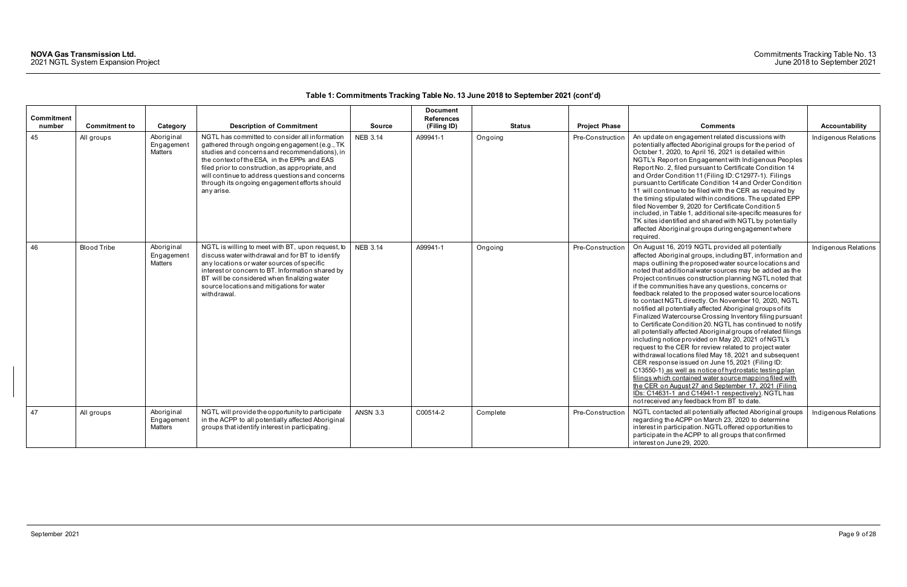**Table 1: Commitments Tracking Table No. 13 June 2018 to September 2021 (cont'd)**

| Commitment number | Commitment to | Category | Description of Commitment | Source | Document References (Filing ID) | Status | Project Phase | Comments | Accountability |
|---|---|---|---|---|---|---|---|---|---|
| 45 | All groups | Aboriginal Engagement Matters | NGTL has committed to consider all information gathered through ongoing engagement (e.g., TK studies and concerns and recommendations), in the context of the ESA, in the EPPs and EAS filed prior to construction, as appropriate, and will continue to address questions and concerns through its ongoing engagement efforts should any arise. | NEB 3.14 | A99941-1 | Ongoing | Pre-Construction | An update on engagement related discussions with potentially affected Aboriginal groups for the period of October 1, 2020, to April 16, 2021 is detailed within NGTL's Report on Engagement with Indigenous Peoples Report No. 2, filed pursuant to Certificate Condition 14 and Order Condition 11 (Filing ID: C12977-1). Filings pursuant to Certificate Condition 14 and Order Condition 11 will continue to be filed with the CER as required by the timing stipulated within conditions. The updated EPP filed November 9, 2020 for Certificate Condition 5 included, in Table 1, additional site-specific measures for TK sites identified and shared with NGTL by potentially affected Aboriginal groups during engagement where required. | Indigenous Relations |
| 46 | Blood Tribe | Aboriginal Engagement Matters | NGTL is willing to meet with BT, upon request, to discuss water withdrawal and for BT to identify any locations or water sources of specific interest or concern to BT. Information shared by BT will be considered when finalizing water source locations and mitigations for water withdrawal. | NEB 3.14 | A99941-1 | Ongoing | Pre-Construction | On August 16, 2019 NGTL provided all potentially affected Aboriginal groups, including BT, information and maps outlining the proposed water source locations and noted that additional water sources may be added as the Project continues construction planning NGTL noted that if the communities have any questions, concerns or feedback related to the proposed water source locations to contact NGTL directly. On November 10, 2020, NGTL notified all potentially affected Aboriginal groups of its Finalized Watercourse Crossing Inventory filing pursuant to Certificate Condition 20. NGTL has continued to notify all potentially affected Aboriginal groups of related filings including notice provided on May 20, 2021 of NGTL's request to the CER for review related to project water withdrawal locations filed May 18, 2021 and subsequent CER response issued on June 15, 2021 (Filing ID: C13550-1) as well as notice of hydrostatic testing plan filings which contained water source mapping filed with the CER on August 27 and September 17, 2021 (Filing IDs: C14631-1 and C14941-1 respectively). NGTL has not received any feedback from BT to date. | Indigenous Relations |
| 47 | All groups | Aboriginal Engagement Matters | NGTL will provide the opportunity to participate in the ACPP to all potentially affected Aboriginal groups that identify interest in participating. | ANSN 3.3 | C00514-2 | Complete | Pre-Construction | NGTL contacted all potentially affected Aboriginal groups regarding the ACPP on March 23, 2020 to determine interest in participation. NGTL offered opportunities to participate in the ACPP to all groups that confirmed interest on June 29, 2020. | Indigenous Relations |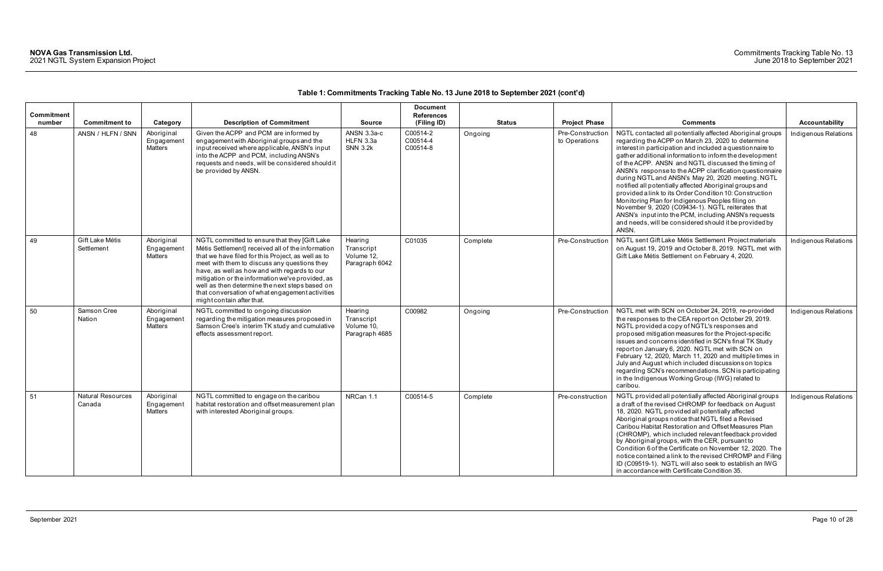**Table 1: Commitments Tracking Table No. 13 June 2018 to September 2021 (cont'd)**

| Commitment number | Commitment to | Category | Description of Commitment | Source | Document References (Filing ID) | Status | Project Phase | Comments | Accountability |
|---|---|---|---|---|---|---|---|---|---|
| 48 | ANSN / HLFN / SNN | Aboriginal Engagement Matters | Given the ACPP and PCM are informed by engagement with Aboriginal groups and the input received where applicable, ANSN's input into the ACPP and PCM, including ANSN's requests and needs, will be considered should it be provided by ANSN. | ANSN 3.3a-c HLFN 3.3a SNN 3.2k | C00514-2 C00514-4 C00514-8 | Ongoing | Pre-Construction to Operations | NGTL contacted all potentially affected Aboriginal groups regarding the ACPP on March 23, 2020 to determine interest in participation and included a questionnaire to gather additional information to inform the development of the ACPP. ANSN and NGTL discussed the timing of ANSN's response to the ACPP clarification questionnaire during NGTL and ANSN's May 20, 2020 meeting. NGTL notified all potentially affected Aboriginal groups and provided a link to its Order Condition 10: Construction Monitoring Plan for Indigenous Peoples filing on November 9, 2020 (C09434-1). NGTL reiterates that ANSN's input into the PCM, including ANSN's requests and needs, will be considered should it be provided by ANSN. | Indigenous Relations |
| 49 | Gift Lake Métis Settlement | Aboriginal Engagement Matters | NGTL committed to ensure that they [Gift Lake Métis Settlement] received all of the information that we have filed for this Project, as well as to meet with them to discuss any questions they have, as well as how and with regards to our mitigation or the information we've provided, as well as then determine the next steps based on that conversation of what engagement activities might contain after that. | Hearing Transcript Volume 12, Paragraph 6042 | C01035 | Complete | Pre-Construction | NGTL sent Gift Lake Métis Settlement Project materials on August 19, 2019 and October 8, 2019. NGTL met with Gift Lake Métis Settlement on February 4, 2020. | Indigenous Relations |
| 50 | Samson Cree Nation | Aboriginal Engagement Matters | NGTL committed to ongoing discussion regarding the mitigation measures proposed in Samson Cree's interim TK study and cumulative effects assessment report. | Hearing Transcript Volume 10, Paragraph 4685 | C00982 | Ongoing | Pre-Construction | NGTL met with SCN on October 24, 2019, re-provided the responses to the CEA report on October 29, 2019. NGTL provided a copy of NGTL's responses and proposed mitigation measures for the Project-specific issues and concerns identified in SCN's final TK Study report on January 6, 2020. NGTL met with SCN on February 12, 2020, March 11, 2020 and multiple times in July and August which included discussions on topics regarding SCN's recommendations. SCN is participating in the Indigenous Working Group (IWG) related to caribou. | Indigenous Relations |
| 51 | Natural Resources Canada | Aboriginal Engagement Matters | NGTL committed to engage on the caribou habitat restoration and offset measurement plan with interested Aboriginal groups. | NRCan 1.1 | C00514-5 | Complete | Pre-construction | NGTL provided all potentially affected Aboriginal groups a draft of the revised CHROMP for feedback on August 18, 2020. NGTL provided all potentially affected Aboriginal groups notice that NGTL filed a Revised Caribou Habitat Restoration and Offset Measures Plan (CHROMP), which included relevant feedback provided by Aboriginal groups, with the CER, pursuant to Condition 6 of the Certificate on November 12, 2020. The notice contained a link to the revised CHROMP and Filing ID (C09519-1). NGTL will also seek to establish an IWG in accordance with Certificate Condition 35. | Indigenous Relations |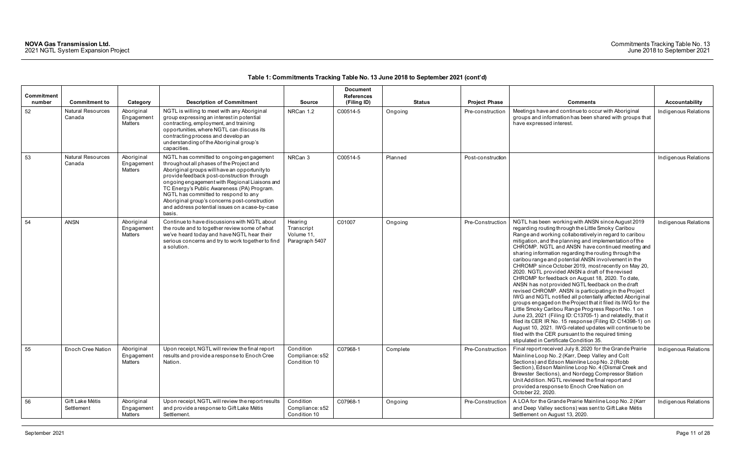**Table 1: Commitments Tracking Table No. 13 June 2018 to September 2021 (cont'd)**

| Commitment number | Commitment to | Category | Description of Commitment | Source | Document References (Filing ID) | Status | Project Phase | Comments | Accountability |
|---|---|---|---|---|---|---|---|---|---|
| 52 | Natural Resources Canada | Aboriginal Engagement Matters | NGTL is willing to meet with any Aboriginal group expressing an interest in potential contracting, employment, and training opportunities, where NGTL can discuss its contracting process and develop an understanding of the Aboriginal group's capacities. | NRCan 1.2 | C00514-5 | Ongoing | Pre-construction | Meetings have and continue to occur with Aboriginal groups and information has been shared with groups that have expressed interest. | Indigenous Relations |
| 53 | Natural Resources Canada | Aboriginal Engagement Matters | NGTL has committed to ongoing engagement throughout all phases of the Project and Aboriginal groups will have an opportunity to provide feedback post-construction through ongoing engagement with Regional Liaisons and TC Energy's Public Awareness (PA) Program. NGTL has committed to respond to any Aboriginal group's concerns post-construction and address potential issues on a case-by-case basis. | NRCan 3 | C00514-5 | Planned | Post-construction | | Indigenous Relations |
| 54 | ANSN | Aboriginal Engagement Matters | Continue to have discussions with NGTL about the route and to together review some of what we've heard today and have NGTL hear their serious concerns and try to work together to find a solution. | Hearing Transcript Volume 11, Paragraph 5407 | C01007 | Ongoing | Pre-Construction | NGTL has been working with ANSN since August 2019 regarding routing through the Little Smoky Caribou Range and working collaboratively in regard to caribou mitigation, and the planning and implementation of the CHROMP. NGTL and ANSN have continued meeting and sharing information regarding the routing through the caribou range and potential ANSN involvement in the CHROMP since October 2019, most recently on May 20, 2020. NGTL provided ANSN a draft of the revised CHROMP for feedback on August 18, 2020. To date, ANSN has not provided NGTL feedback on the draft revised CHROMP. ANSN is participating in the Project IWG and NGTL notified all potentially affected Aboriginal groups engaged on the Project that it filed its IWG for the Little Smoky Caribou Range Progress Report No. 1 on June 23, 2021 (Filing ID: C13705-1) and relatedly, that it filed its CER IR No. 15 response (Filing ID: C14398-1) on August 10, 2021. IWG-related updates will continue to be filed with the CER pursuant to the required timing stipulated in Certificate Condition 35. | Indigenous Relations |
| 55 | Enoch Cree Nation | Aboriginal Engagement Matters | Upon receipt, NGTL will review the final report results and provide a response to Enoch Cree Nation. | Condition Compliance: s52 Condition 10 | C07968-1 | Complete | Pre-Construction | Final report received July 8, 2020 for the Grande Prairie Mainline Loop No. 2 (Karr, Deep Valley and Colt Sections) and Edson Mainline Loop No. 2 (Robb Section), Edson Mainline Loop No. 4 (Dismal Creek and Brewster Sections), and Nordegg Compressor Station Unit Addition. NGTL reviewed the final report and provided a response to Enoch Cree Nation on October 22, 2020. | Indigenous Relations |
| 56 | Gift Lake Métis Settlement | Aboriginal Engagement Matters | Upon receipt, NGTL will review the report results and provide a response to Gift Lake Métis Settlement. | Condition Compliance: s52 Condition 10 | C07968-1 | Ongoing | Pre-Construction | A LOA for the Grande Prairie Mainline Loop No. 2 (Karr and Deep Valley sections) was sent to Gift Lake Métis Settlement on August 13, 2020. | Indigenous Relations |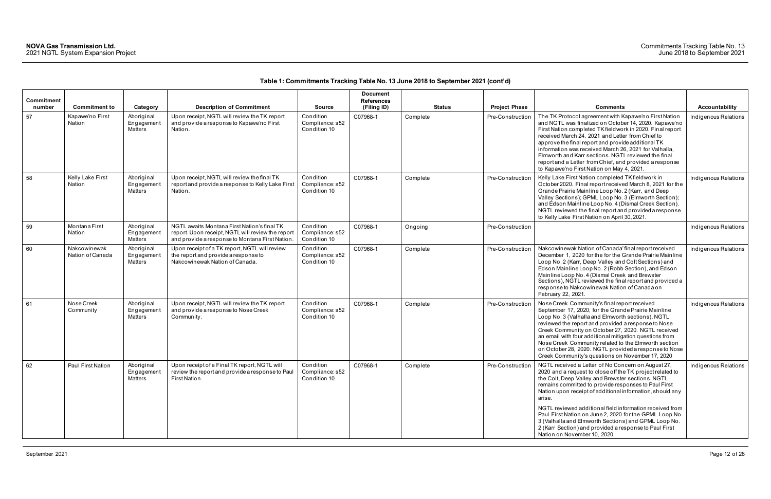**Table 1: Commitments Tracking Table No. 13 June 2018 to September 2021 (cont'd)**

| Commitment number | Commitment to | Category | Description of Commitment | Source | Document References (Filing ID) | Status | Project Phase | Comments | Accountability |
|---|---|---|---|---|---|---|---|---|---|
| 57 | Kapawe'no First Nation | Aboriginal Engagement Matters | Upon receipt, NGTL will review the TK report and provide a response to Kapawe'no First Nation. | Condition Compliance: s52 Condition 10 | C07968-1 | Complete | Pre-Construction | The TK Protocol agreement with Kapawe'no First Nation and NGTL was finalized on October 14, 2020. Kapawe'no First Nation completed TK fieldwork in 2020. Final report received March 24, 2021 and Letter from Chief to approve the final report and provide additional TK information was received March 26, 2021 for Valhalla, Elmworth and Karr sections. NGTL reviewed the final report and a Letter from Chief, and provided a response to Kapawe'no First Nation on May 4, 2021. | Indigenous Relations |
| 58 | Kelly Lake First Nation | Aboriginal Engagement Matters | Upon receipt, NGTL will review the final TK report and provide a response to Kelly Lake First Nation. | Condition Compliance: s52 Condition 10 | C07968-1 | Complete | Pre-Construction | Kelly Lake First Nation completed TK fieldwork in October 2020. Final report received March 8, 2021 for the Grande Prairie Mainline Loop No. 2 (Karr, and Deep Valley Sections); GPML Loop No. 3 (Elmworth Section); and Edson Mainline Loop No. 4 (Dismal Creek Section). NGTL reviewed the final report and provided a response to Kelly Lake First Nation on April 30, 2021. | Indigenous Relations |
| 59 | Montana First Nation | Aboriginal Engagement Matters | NGTL awaits Montana First Nation's final TK report. Upon receipt, NGTL will review the report and provide a response to Montana First Nation. | Condition Compliance: s52 Condition 10 | C07968-1 | Ongoing | Pre-Construction | | Indigenous Relations |
| 60 | Nakcowinewak Nation of Canada | Aboriginal Engagement Matters | Upon receipt of a TK report, NGTL will review the report and provide a response to Nakcowinewak Nation of Canada. | Condition Compliance: s52 Condition 10 | C07968-1 | Complete | Pre-Construction | Nakcowinewak Nation of Canada' final report received December 1, 2020 for the for the Grande Prairie Mainline Loop No. 2 (Karr, Deep Valley and Colt Sections) and Edson Mainline Loop No. 2 (Robb Section), and Edson Mainline Loop No. 4 (Dismal Creek and Brewster Sections), NGTL reviewed the final report and provided a response to Nakcowinewak Nation of Canada on February 22, 2021. | Indigenous Relations |
| 61 | Nose Creek Community | Aboriginal Engagement Matters | Upon receipt, NGTL will review the TK report and provide a response to Nose Creek Community. | Condition Compliance: s52 Condition 10 | C07968-1 | Complete | Pre-Construction | Nose Creek Community's final report received September 17, 2020, for the Grande Prairie Mainline Loop No. 3 (Valhalla and Elmworth sections). NGTL reviewed the report and provided a response to Nose Creek Community on October 27, 2020. NGTL received an email with four additional mitigation questions from Nose Creek Community related to the Elmworth section on October 28, 2020. NGTL provided a response to Nose Creek Community's questions on November 17, 2020 | Indigenous Relations |
| 62 | Paul First Nation | Aboriginal Engagement Matters | Upon receipt of a Final TK report, NGTL will review the report and provide a response to Paul First Nation. | Condition Compliance: s52 Condition 10 | C07968-1 | Complete | Pre-Construction | NGTL received a Letter of No Concern on August 27, 2020 and a request to close off the TK project related to the Colt, Deep Valley and Brewster sections. NGTL remains committed to provide responses to Paul First Nation upon receipt of additional information, should any arise.<br><br>NGTL reviewed additional field information received from Paul First Nation on June 2, 2020 for the GPML Loop No. 3 (Valhalla and Elmworth Sections) and GPML Loop No. 2 (Karr Section) and provided a response to Paul First Nation on November 10, 2020. | Indigenous Relations |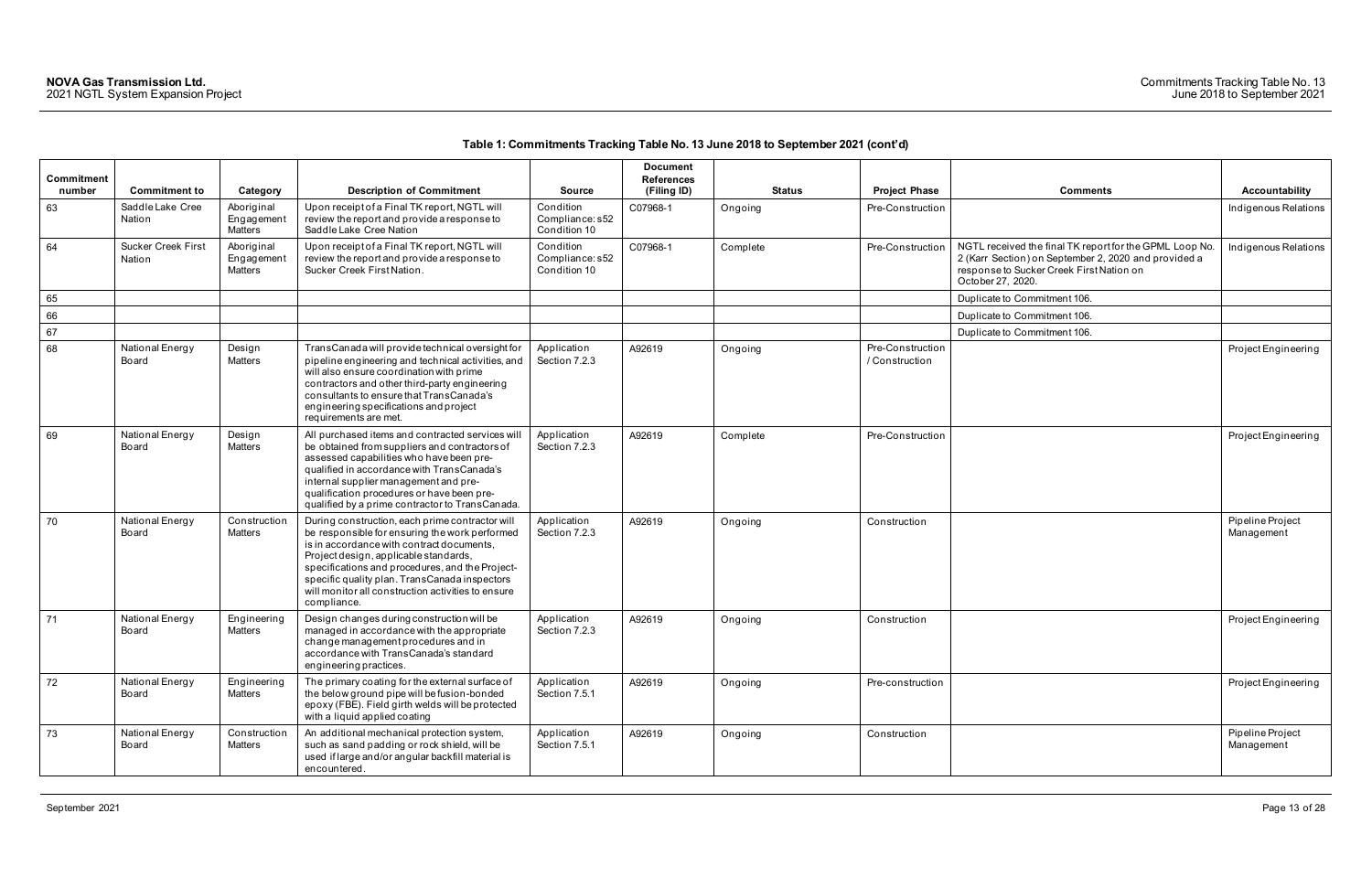**Table 1: Commitments Tracking Table No. 13 June 2018 to September 2021 (cont'd)**

| Commitment number | Commitment to | Category | Description of Commitment | Source | Document References (Filing ID) | Status | Project Phase | Comments | Accountability |
|---|---|---|---|---|---|---|---|---|---|
| 63 | Saddle Lake Cree Nation | Aboriginal Engagement Matters | Upon receipt of a Final TK report, NGTL will review the report and provide a response to Saddle Lake Cree Nation | Condition Compliance: s52 Condition 10 | C07968-1 | Ongoing | Pre-Construction | | Indigenous Relations |
| 64 | Sucker Creek First Nation | Aboriginal Engagement Matters | Upon receipt of a Final TK report, NGTL will review the report and provide a response to Sucker Creek First Nation. | Condition Compliance: s52 Condition 10 | C07968-1 | Complete | Pre-Construction | NGTL received the final TK report for the GPML Loop No. 2 (Karr Section) on September 2, 2020 and provided a response to Sucker Creek First Nation on October 27, 2020. | Indigenous Relations |
| 65 | | | | | | | | Duplicate to Commitment 106. | |
| 66 | | | | | | | | Duplicate to Commitment 106. | |
| 67 | | | | | | | | Duplicate to Commitment 106. | |
| 68 | National Energy Board | Design Matters | TransCanada will provide technical oversight for pipeline engineering and technical activities, and will also ensure coordination with prime contractors and other third-party engineering consultants to ensure that TransCanada's engineering specifications and project requirements are met. | Application Section 7.2.3 | A92619 | Ongoing | Pre-Construction / Construction | | Project Engineering |
| 69 | National Energy Board | Design Matters | All purchased items and contracted services will be obtained from suppliers and contractors of assessed capabilities who have been pre-qualified in accordance with TransCanada's internal supplier management and pre-qualification procedures or have been pre-qualified by a prime contractor to TransCanada. | Application Section 7.2.3 | A92619 | Complete | Pre-Construction | | Project Engineering |
| 70 | National Energy Board | Construction Matters | During construction, each prime contractor will be responsible for ensuring the work performed is in accordance with contract documents, Project design, applicable standards, specifications and procedures, and the Project-specific quality plan. TransCanada inspectors will monitor all construction activities to ensure compliance. | Application Section 7.2.3 | A92619 | Ongoing | Construction | | Pipeline Project Management |
| 71 | National Energy Board | Engineering Matters | Design changes during construction will be managed in accordance with the appropriate change management procedures and in accordance with TransCanada's standard engineering practices. | Application Section 7.2.3 | A92619 | Ongoing | Construction | | Project Engineering |
| 72 | National Energy Board | Engineering Matters | The primary coating for the external surface of the below ground pipe will be fusion-bonded epoxy (FBE). Field girth welds will be protected with a liquid applied coating | Application Section 7.5.1 | A92619 | Ongoing | Pre-construction | | Project Engineering |
| 73 | National Energy Board | Construction Matters | An additional mechanical protection system, such as sand padding or rock shield, will be used if large and/or angular backfill material is encountered. | Application Section 7.5.1 | A92619 | Ongoing | Construction | | Pipeline Project Management |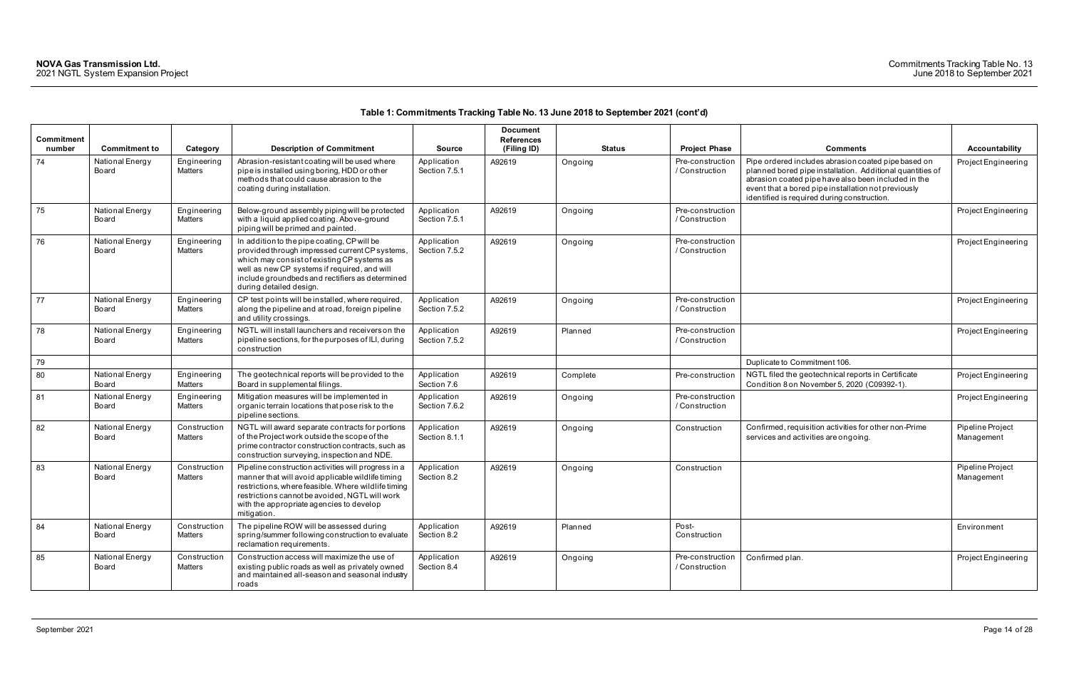**Table 1: Commitments Tracking Table No. 13 June 2018 to September 2021 (cont'd)**

| Commitment number | Commitment to | Category | Description of Commitment | Source | Document References (Filing ID) | Status | Project Phase | Comments | Accountability |
|---|---|---|---|---|---|---|---|---|---|
| 74 | National Energy Board | Engineering Matters | Abrasion-resistant coating will be used where pipe is installed using boring, HDD or other methods that could cause abrasion to the coating during installation. | Application Section 7.5.1 | A92619 | Ongoing | Pre-construction / Construction | Pipe ordered includes abrasion coated pipe based on planned bored pipe installation. Additional quantities of abrasion coated pipe have also been included in the event that a bored pipe installation not previously identified is required during construction. | Project Engineering |
| 75 | National Energy Board | Engineering Matters | Below-ground assembly piping will be protected with a liquid applied coating. Above-ground piping will be primed and painted. | Application Section 7.5.1 | A92619 | Ongoing | Pre-construction / Construction | | Project Engineering |
| 76 | National Energy Board | Engineering Matters | In addition to the pipe coating, CP will be provided through impressed current CP systems, which may consist of existing CP systems as well as new CP systems if required, and will include groundbeds and rectifiers as determined during detailed design. | Application Section 7.5.2 | A92619 | Ongoing | Pre-construction / Construction | | Project Engineering |
| 77 | National Energy Board | Engineering Matters | CP test points will be installed, where required, along the pipeline and at road, foreign pipeline and utility crossings. | Application Section 7.5.2 | A92619 | Ongoing | Pre-construction / Construction | | Project Engineering |
| 78 | National Energy Board | Engineering Matters | NGTL will install launchers and receivers on the pipeline sections, for the purposes of ILI, during construction | Application Section 7.5.2 | A92619 | Planned | Pre-construction / Construction | | Project Engineering |
| 79 | | | | | | | | Duplicate to Commitment 106. | |
| 80 | National Energy Board | Engineering Matters | The geotechnical reports will be provided to the Board in supplemental filings. | Application Section 7.6 | A92619 | Complete | Pre-construction | NGTL filed the geotechnical reports in Certificate Condition 8 on November 5, 2020 (C09392-1). | Project Engineering |
| 81 | National Energy Board | Engineering Matters | Mitigation measures will be implemented in organic terrain locations that pose risk to the pipeline sections. | Application Section 7.6.2 | A92619 | Ongoing | Pre-construction / Construction | | Project Engineering |
| 82 | National Energy Board | Construction Matters | NGTL will award separate contracts for portions of the Project work outside the scope of the prime contractor construction contracts, such as construction surveying, inspection and NDE. | Application Section 8.1.1 | A92619 | Ongoing | Construction | Confirmed, requisition activities for other non-Prime services and activities are ongoing. | Pipeline Project Management |
| 83 | National Energy Board | Construction Matters | Pipeline construction activities will progress in a manner that will avoid applicable wildlife timing restrictions, where feasible. Where wildlife timing restrictions cannot be avoided, NGTL will work with the appropriate agencies to develop mitigation. | Application Section 8.2 | A92619 | Ongoing | Construction | | Pipeline Project Management |
| 84 | National Energy Board | Construction Matters | The pipeline ROW will be assessed during spring/summer following construction to evaluate reclamation requirements. | Application Section 8.2 | A92619 | Planned | Post-Construction | | Environment |
| 85 | National Energy Board | Construction Matters | Construction access will maximize the use of existing public roads as well as privately owned and maintained all-season and seasonal industry roads | Application Section 8.4 | A92619 | Ongoing | Pre-construction / Construction | Confirmed plan. | Project Engineering |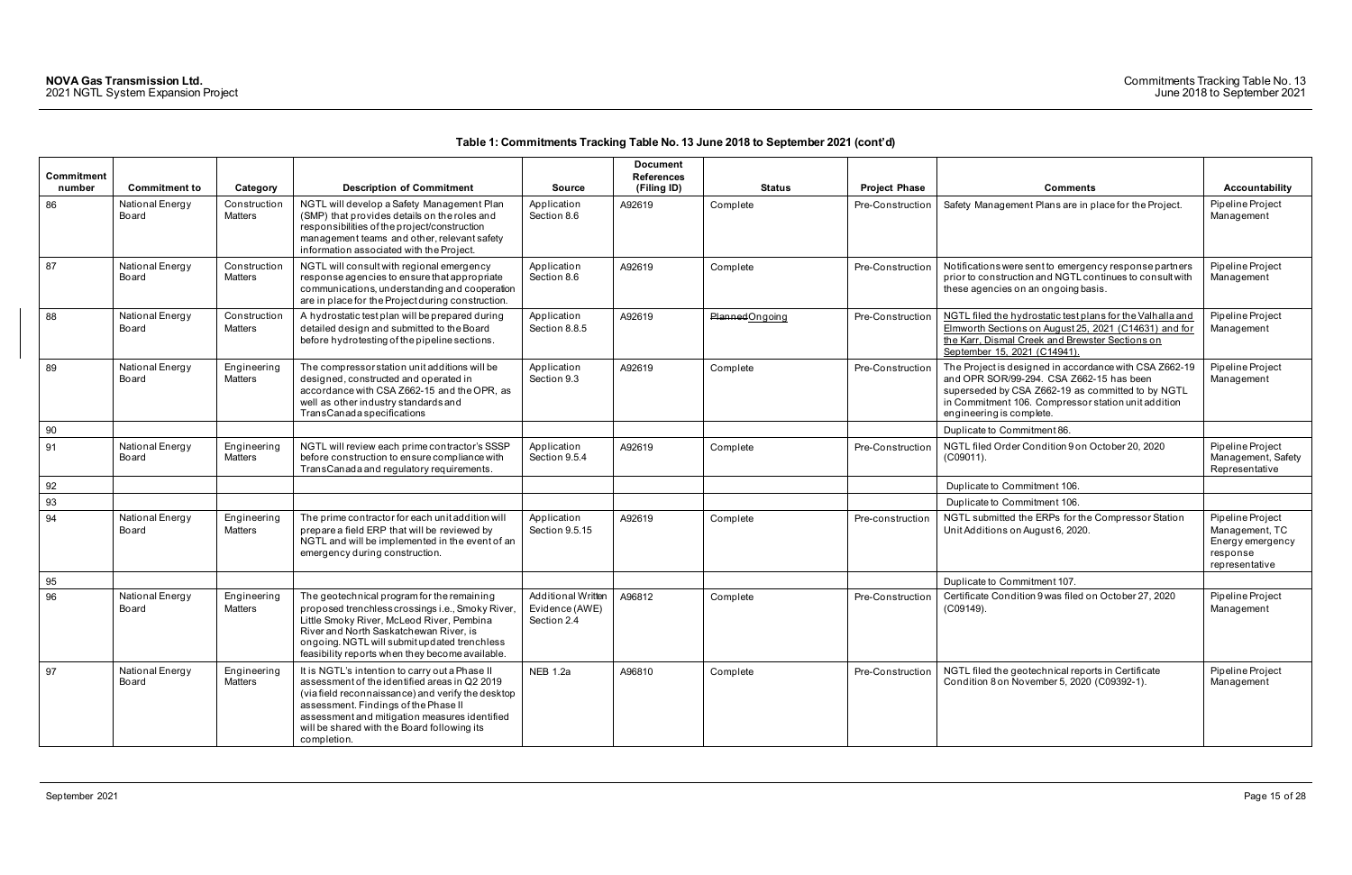**Table 1: Commitments Tracking Table No. 13 June 2018 to September 2021 (cont'd)**

| Commitment number | Commitment to | Category | Description of Commitment | Source | Document References (Filing ID) | Status | Project Phase | Comments | Accountability |
|---|---|---|---|---|---|---|---|---|---|
| 86 | National Energy Board | Construction Matters | NGTL will develop a Safety Management Plan (SMP) that provides details on the roles and responsibilities of the project/construction management teams and other, relevant safety information associated with the Project. | Application Section 8.6 | A92619 | Complete | Pre-Construction | Safety Management Plans are in place for the Project. | Pipeline Project Management |
| 87 | National Energy Board | Construction Matters | NGTL will consult with regional emergency response agencies to ensure that appropriate communications, understanding and cooperation are in place for the Project during construction. | Application Section 8.6 | A92619 | Complete | Pre-Construction | Notifications were sent to emergency response partners prior to construction and NGTL continues to consult with these agencies on an ongoing basis. | Pipeline Project Management |
| 88 | National Energy Board | Construction Matters | A hydrostatic test plan will be prepared during detailed design and submitted to the Board before hydrotesting of the pipeline sections. | Application Section 8.8.5 | A92619 | ~~Planned~~Ongoing | Pre-Construction | NGTL filed the hydrostatic test plans for the Valhalla and Elmworth Sections on August 25, 2021 (C14631) and for the Karr, Dismal Creek and Brewster Sections on September 15, 2021 (C14941). | Pipeline Project Management |
| 89 | National Energy Board | Engineering Matters | The compressor station unit additions will be designed, constructed and operated in accordance with CSA Z662-15 and the OPR, as well as other industry standards and TransCanada specifications | Application Section 9.3 | A92619 | Complete | Pre-Construction | The Project is designed in accordance with CSA Z662-19 and OPR SOR/99-294. CSA Z662-15 has been superseded by CSA Z662-19 as committed to by NGTL in Commitment 106. Compressor station unit addition engineering is complete. | Pipeline Project Management |
| 90 | | | | | | | | Duplicate to Commitment 86. | |
| 91 | National Energy Board | Engineering Matters | NGTL will review each prime contractor's SSSP before construction to ensure compliance with TransCanada and regulatory requirements. | Application Section 9.5.4 | A92619 | Complete | Pre-Construction | NGTL filed Order Condition 9 on October 20, 2020 (C09011). | Pipeline Project Management, Safety Representative |
| 92 | | | | | | | | Duplicate to Commitment 106. | |
| 93 | | | | | | | | Duplicate to Commitment 106. | |
| 94 | National Energy Board | Engineering Matters | The prime contractor for each unit addition will prepare a field ERP that will be reviewed by NGTL and will be implemented in the event of an emergency during construction. | Application Section 9.5.15 | A92619 | Complete | Pre-construction | NGTL submitted the ERPs for the Compressor Station Unit Additions on August 6, 2020. | Pipeline Project Management, TC Energy emergency response representative |
| 95 | | | | | | | | Duplicate to Commitment 107. | |
| 96 | National Energy Board | Engineering Matters | The geotechnical program for the remaining proposed trenchless crossings i.e., Smoky River, Little Smoky River, McLeod River, Pembina River and North Saskatchewan River, is ongoing. NGTL will submit updated trenchless feasibility reports when they become available. | Additional Written Evidence (AWE) Section 2.4 | A96812 | Complete | Pre-Construction | Certificate Condition 9 was filed on October 27, 2020 (C09149). | Pipeline Project Management |
| 97 | National Energy Board | Engineering Matters | It is NGTL's intention to carry out a Phase II assessment of the identified areas in Q2 2019 (via field reconnaissance) and verify the desktop assessment. Findings of the Phase II assessment and mitigation measures identified will be shared with the Board following its completion. | NEB 1.2a | A96810 | Complete | Pre-Construction | NGTL filed the geotechnical reports in Certificate Condition 8 on November 5, 2020 (C09392-1). | Pipeline Project Management |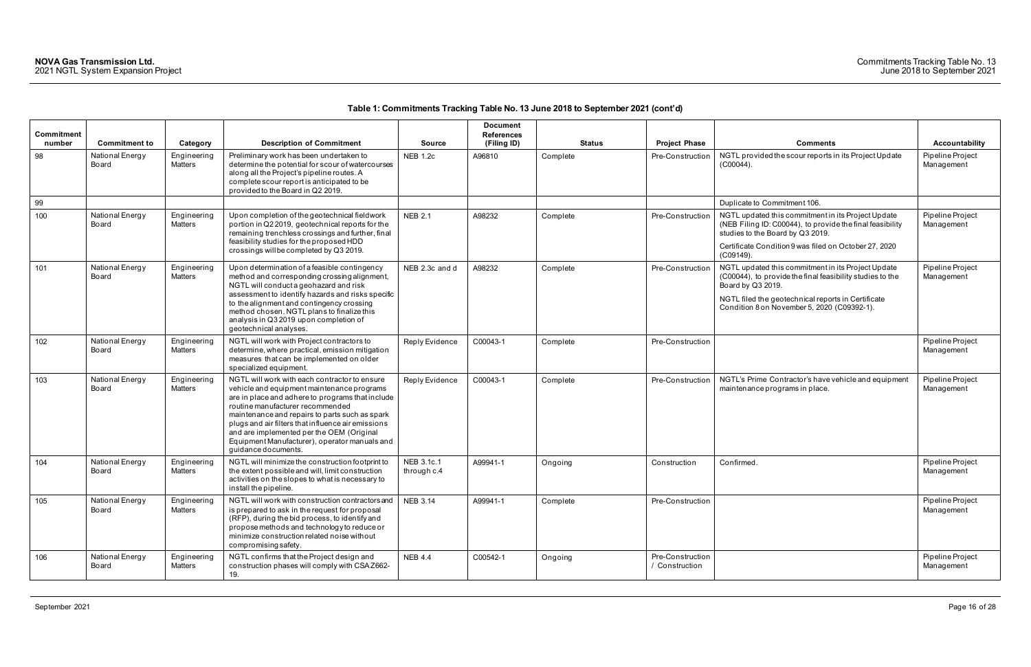**Table 1: Commitments Tracking Table No. 13 June 2018 to September 2021 (cont'd)**

| Commitment number | Commitment to | Category | Description of Commitment | Source | Document References (Filing ID) | Status | Project Phase | Comments | Accountability |
|---|---|---|---|---|---|---|---|---|---|
| 98 | National Energy Board | Engineering Matters | Preliminary work has been undertaken to determine the potential for scour of watercourses along all the Project's pipeline routes. A complete scour report is anticipated to be provided to the Board in Q2 2019. | NEB 1.2c | A96810 | Complete | Pre-Construction | NGTL provided the scour reports in its Project Update (C00044). | Pipeline Project Management |
| 99 | | | | | | | | Duplicate to Commitment 106. | |
| 100 | National Energy Board | Engineering Matters | Upon completion of the geotechnical fieldwork portion in Q2 2019, geotechnical reports for the remaining trenchless crossings and further, final feasibility studies for the proposed HDD crossings will be completed by Q3 2019. | NEB 2.1 | A98232 | Complete | Pre-Construction | NGTL updated this commitment in its Project Update (NEB Filing ID: C00044), to provide the final feasibility studies to the Board by Q3 2019. Certificate Condition 9 was filed on October 27, 2020 (C09149). | Pipeline Project Management |
| 101 | National Energy Board | Engineering Matters | Upon determination of a feasible contingency method and corresponding crossing alignment, NGTL will conduct a geohazard and risk assessment to identify hazards and risks specific to the alignment and contingency crossing method chosen. NGTL plans to finalize this analysis in Q3 2019 upon completion of geotechnical analyses. | NEB 2.3c and d | A98232 | Complete | Pre-Construction | NGTL updated this commitment in its Project Update (C00044), to provide the final feasibility studies to the Board by Q3 2019. NGTL filed the geotechnical reports in Certificate Condition 8 on November 5, 2020 (C09392-1). | Pipeline Project Management |
| 102 | National Energy Board | Engineering Matters | NGTL will work with Project contractors to determine, where practical, emission mitigation measures that can be implemented on older specialized equipment. | Reply Evidence | C00043-1 | Complete | Pre-Construction | | Pipeline Project Management |
| 103 | National Energy Board | Engineering Matters | NGTL will work with each contractor to ensure vehicle and equipment maintenance programs are in place and adhere to programs that include routine manufacturer recommended maintenance and repairs to parts such as spark plugs and air filters that influence air emissions and are implemented per the OEM (Original Equipment Manufacturer), operator manuals and guidance documents. | Reply Evidence | C00043-1 | Complete | Pre-Construction | NGTL's Prime Contractor's have vehicle and equipment maintenance programs in place. | Pipeline Project Management |
| 104 | National Energy Board | Engineering Matters | NGTL will minimize the construction footprint to the extent possible and will, limit construction activities on the slopes to what is necessary to install the pipeline. | NEB 3.1c.1 through c.4 | A99941-1 | Ongoing | Construction | Confirmed. | Pipeline Project Management |
| 105 | National Energy Board | Engineering Matters | NGTL will work with construction contractors and is prepared to ask in the request for proposal (RFP), during the bid process, to identify and propose methods and technology to reduce or minimize construction related noise without compromising safety. | NEB 3.14 | A99941-1 | Complete | Pre-Construction | | Pipeline Project Management |
| 106 | National Energy Board | Engineering Matters | NGTL confirms that the Project design and construction phases will comply with CSA Z662-19. | NEB 4.4 | C00542-1 | Ongoing | Pre-Construction / Construction | | Pipeline Project Management |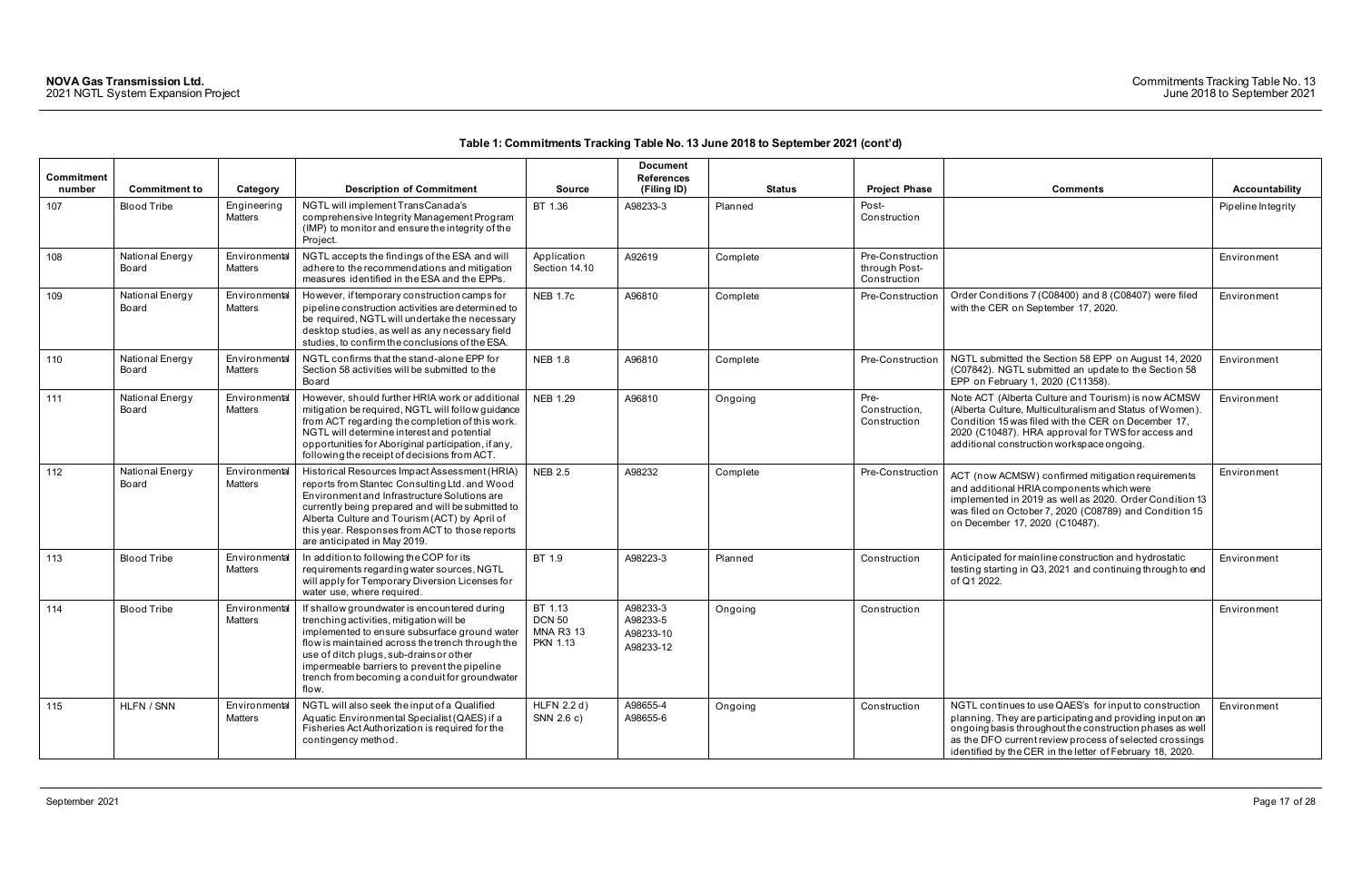**Table 1: Commitments Tracking Table No. 13 June 2018 to September 2021 (cont'd)**

| Commitment number | Commitment to | Category | Description of Commitment | Source | Document References (Filing ID) | Status | Project Phase | Comments | Accountability |
|---|---|---|---|---|---|---|---|---|---|
| 107 | Blood Tribe | Engineering Matters | NGTL will implement TransCanada's comprehensive Integrity Management Program (IMP) to monitor and ensure the integrity of the Project. | BT 1.36 | A98233-3 | Planned | Post-Construction | | Pipeline Integrity |
| 108 | National Energy Board | Environmental Matters | NGTL accepts the findings of the ESA and will adhere to the recommendations and mitigation measures identified in the ESA and the EPPs. | Application Section 14.10 | A92619 | Complete | Pre-Construction through Post-Construction | | Environment |
| 109 | National Energy Board | Environmental Matters | However, if temporary construction camps for pipeline construction activities are determined to be required, NGTL will undertake the necessary desktop studies, as well as any necessary field studies, to confirm the conclusions of the ESA. | NEB 1.7c | A96810 | Complete | Pre-Construction | Order Conditions 7 (C08400) and 8 (C08407) were filed with the CER on September 17, 2020. | Environment |
| 110 | National Energy Board | Environmental Matters | NGTL confirms that the stand-alone EPP for Section 58 activities will be submitted to the Board | NEB 1.8 | A96810 | Complete | Pre-Construction | NGTL submitted the Section 58 EPP on August 14, 2020 (C07842). NGTL submitted an update to the Section 58 EPP on February 1, 2020 (C11358). | Environment |
| 111 | National Energy Board | Environmental Matters | However, should further HRIA work or additional mitigation be required, NGTL will follow guidance from ACT regarding the completion of this work. NGTL will determine interest and potential opportunities for Aboriginal participation, if any, following the receipt of decisions from ACT. | NEB 1.29 | A96810 | Ongoing | Pre-Construction, Construction | Note ACT (Alberta Culture and Tourism) is now ACMSW (Alberta Culture, Multiculturalism and Status of Women). Condition 15 was filed with the CER on December 17, 2020 (C10487). HRA approval for TWS for access and additional construction workspace ongoing. | Environment |
| 112 | National Energy Board | Environmental Matters | Historical Resources Impact Assessment (HRIA) reports from Stantec Consulting Ltd. and Wood Environment and Infrastructure Solutions are currently being prepared and will be submitted to Alberta Culture and Tourism (ACT) by April of this year. Responses from ACT to those reports are anticipated in May 2019. | NEB 2.5 | A98232 | Complete | Pre-Construction | ACT (now ACMSW) confirmed mitigation requirements and additional HRIA components which were implemented in 2019 as well as 2020. Order Condition 13 was filed on October 7, 2020 (C08789) and Condition 15 on December 17, 2020 (C10487). | Environment |
| 113 | Blood Tribe | Environmental Matters | In addition to following the COP for its requirements regarding water sources, NGTL will apply for Temporary Diversion Licenses for water use, where required. | BT 1.9 | A98223-3 | Planned | Construction | Anticipated for mainline construction and hydrostatic testing starting in Q3, 2021 and continuing through to end of Q1 2022. | Environment |
| 114 | Blood Tribe | Environmental Matters | If shallow groundwater is encountered during trenching activities, mitigation will be implemented to ensure subsurface ground water flow is maintained across the trench through the use of ditch plugs, sub-drains or other impermeable barriers to prevent the pipeline trench from becoming a conduit for groundwater flow. | BT 1.13<br>DCN 50<br>MNA R3 13<br>PKN 1.13 | A98233-3<br>A98233-5<br>A98233-10<br>A98233-12 | Ongoing | Construction | | Environment |
| 115 | HLFN / SNN | Environmental Matters | NGTL will also seek the input of a Qualified Aquatic Environmental Specialist (QAES) if a Fisheries Act Authorization is required for the contingency method. | HLFN 2.2 d)<br>SNN 2.6 c) | A98655-4<br>A98655-6 | Ongoing | Construction | NGTL continues to use QAES's for input to construction planning. They are participating and providing input on an ongoing basis throughout the construction phases as well as the DFO current review process of selected crossings identified by the CER in the letter of February 18, 2020. | Environment |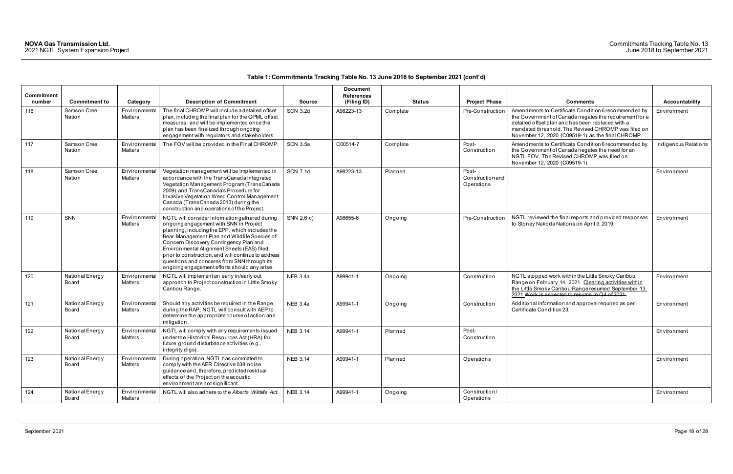**Table 1: Commitments Tracking Table No. 13 June 2018 to September 2021 (cont'd)**

| Commitment number | Commitment to | Category | Description of Commitment | Source | Document References (Filing ID) | Status | Project Phase | Comments | Accountability |
|---|---|---|---|---|---|---|---|---|---|
| 116 | Samson Cree Nation | Environmental Matters | The final CHROMP will include a detailed offset plan, including the final plan for the GPML offset measures, and will be implemented once the plan has been finalized through ongoing engagement with regulators and stakeholders. | SCN 3.2d | A98223-13 | Complete | Pre-Construction | Amendments to Certificate Condition 6 recommended by the Government of Canada negates the requirement for a detailed offset plan and has been replaced with a mandated threshold. The Revised CHROMP was filed on November 12, 2020 (C09519-1) as the final CHROMP. | Environment |
| 117 | Samson Cree Nation | Environmental Matters | The FOV will be provided in the Final CHROMP. | SCN 3.5a | C00514-7 | Complete | Post-Construction | Amendments to Certificate Condition 6 recommended by the Government of Canada negates the need for an NGTL FOV. The Revised CHROMP was filed on November 12, 2020 (C09519-1). | Indigenous Relations |
| 118 | Samson Cree Nation | Environmental Matters | Vegetation management will be implemented in accordance with the TransCanada Integrated Vegetation Management Program (TransCanada 2009) and TransCanada's Procedure for Invasive Vegetation Weed Control Management Canada (TransCanada 2013) during the construction and operations of the Project. | SCN 7.1d | A98223-13 | Planned | Post-Construction and Operations | | Environment |
| 119 | SNN | Environmental Matters | NGTL will consider information gathered during ongoing engagement with SNN in Project planning, including the EPP, which includes the Bear Management Plan and Wildlife Species of Concern Discovery Contingency Plan and Environmental Alignment Sheets (EAS) filed prior to construction, and will continue to address questions and concerns from SNN through its ongoing engagement efforts should any arise. | SNN 2.6 c) | A98655-6 | Ongoing | Pre-Construction | NGTL reviewed the final reports and provided responses to Stoney Nakoda Nations on April 9, 2019. | Environment |
| 120 | National Energy Board | Environmental Matters | NGTL will implement an early in/early out approach to Project construction in Little Smoky Caribou Range. | NEB 3.4a | A99941-1 | Ongoing | Construction | NGTL stopped work within the Little Smoky Caribou Range on February 14, 2021. Clearing activities within the Little Smoky Caribou Range resumed September 13, 2021.~~Work is expected to resume in Q4 of 2021.~~ | Environment |
| 121 | National Energy Board | Environmental Matters | Should any activities be required in the Range during the RAP, NGTL will consult with AEP to determine the appropriate course of action and mitigation. | NEB 3.4a | A99941-1 | Ongoing | Construction | Additional information and approval required as per Certificate Condition 23. | Environment |
| 122 | National Energy Board | Environmental Matters | NGTL will comply with any requirements issued under the Historical Resources Act (HRA) for future ground disturbance activities (e.g., integrity digs). | NEB 3.14 | A99941-1 | Planned | Post-Construction | | Environment |
| 123 | National Energy Board | Environmental Matters | During operation, NGTL has committed to comply with the AER Directive 038 noise guidance and, therefore, predicted residual effects of the Project on the acoustic environment are not significant. | NEB 3.14 | A99941-1 | Planned | Operations | | Environment |
| 124 | National Energy Board | Environmental Matters | NGTL will also adhere to the *Alberta Wildlife Act*. | NEB 3.14 | A99941-1 | Ongoing | Construction / Operations | | Environment |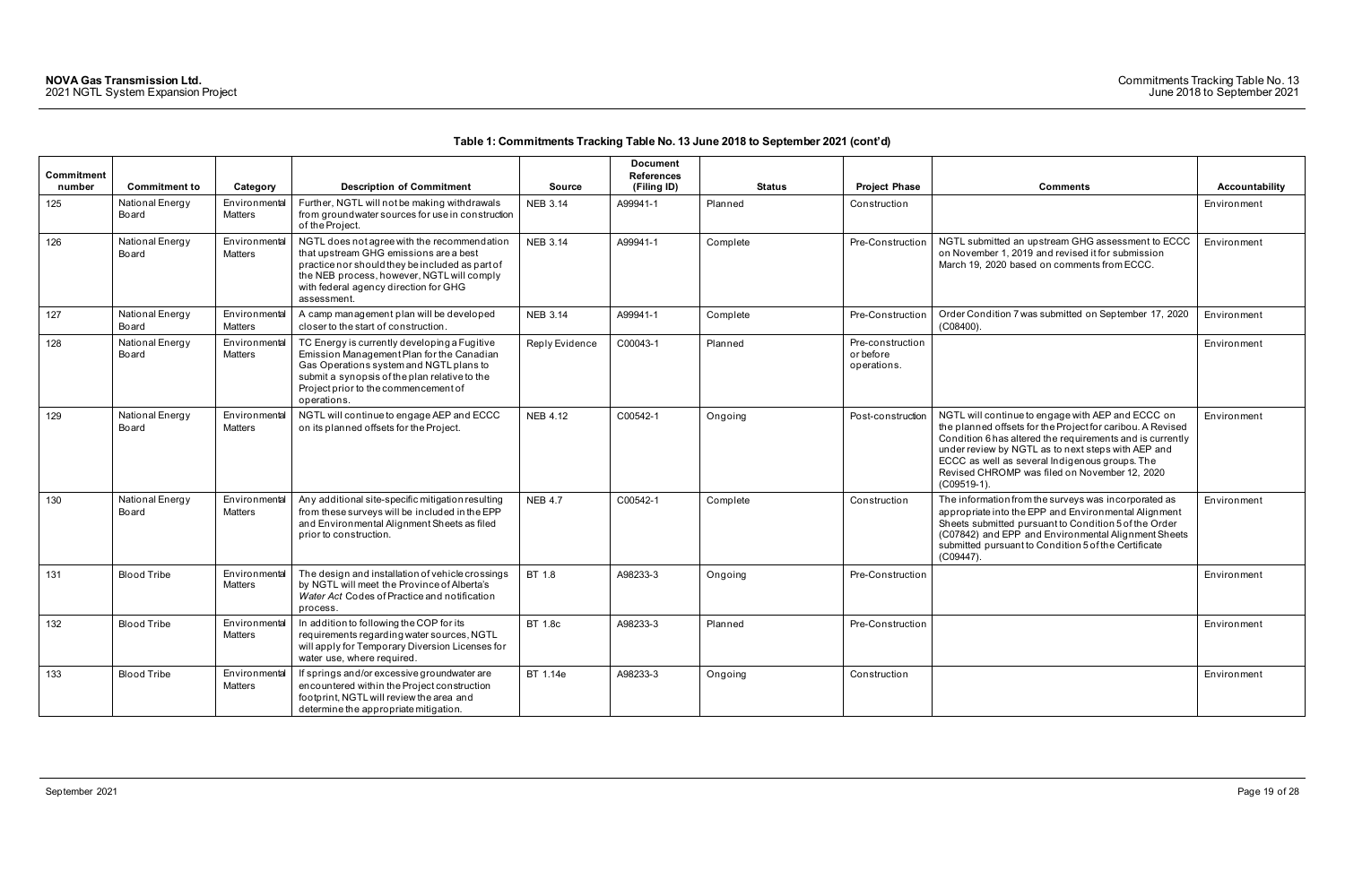**Table 1: Commitments Tracking Table No. 13 June 2018 to September 2021 (cont'd)**

| Commitment number | Commitment to | Category | Description of Commitment | Source | Document References (Filing ID) | Status | Project Phase | Comments | Accountability |
|---|---|---|---|---|---|---|---|---|---|
| 125 | National Energy Board | Environmental Matters | Further, NGTL will not be making withdrawals from groundwater sources for use in construction of the Project. | NEB 3.14 | A99941-1 | Planned | Construction | | Environment |
| 126 | National Energy Board | Environmental Matters | NGTL does not agree with the recommendation that upstream GHG emissions are a best practice nor should they be included as part of the NEB process, however, NGTL will comply with federal agency direction for GHG assessment. | NEB 3.14 | A99941-1 | Complete | Pre-Construction | NGTL submitted an upstream GHG assessment to ECCC on November 1, 2019 and revised it for submission March 19, 2020 based on comments from ECCC. | Environment |
| 127 | National Energy Board | Environmental Matters | A camp management plan will be developed closer to the start of construction. | NEB 3.14 | A99941-1 | Complete | Pre-Construction | Order Condition 7 was submitted on September 17, 2020 (C08400). | Environment |
| 128 | National Energy Board | Environmental Matters | TC Energy is currently developing a Fugitive Emission Management Plan for the Canadian Gas Operations system and NGTL plans to submit a synopsis of the plan relative to the Project prior to the commencement of operations. | Reply Evidence | C00043-1 | Planned | Pre-construction or before operations. | | Environment |
| 129 | National Energy Board | Environmental Matters | NGTL will continue to engage AEP and ECCC on its planned offsets for the Project. | NEB 4.12 | C00542-1 | Ongoing | Post-construction | NGTL will continue to engage with AEP and ECCC on the planned offsets for the Project for caribou. A Revised Condition 6 has altered the requirements and is currently under review by NGTL as to next steps with AEP and ECCC as well as several Indigenous groups. The Revised CHROMP was filed on November 12, 2020 (C09519-1). | Environment |
| 130 | National Energy Board | Environmental Matters | Any additional site-specific mitigation resulting from these surveys will be included in the EPP and Environmental Alignment Sheets as filed prior to construction. | NEB 4.7 | C00542-1 | Complete | Construction | The information from the surveys was incorporated as appropriate into the EPP and Environmental Alignment Sheets submitted pursuant to Condition 5 of the Order (C07842) and EPP and Environmental Alignment Sheets submitted pursuant to Condition 5 of the Certificate (C09447). | Environment |
| 131 | Blood Tribe | Environmental Matters | The design and installation of vehicle crossings by NGTL will meet the Province of Alberta's *Water Act* Codes of Practice and notification process. | BT 1.8 | A98233-3 | Ongoing | Pre-Construction | | Environment |
| 132 | Blood Tribe | Environmental Matters | In addition to following the COP for its requirements regarding water sources, NGTL will apply for Temporary Diversion Licenses for water use, where required. | BT 1.8c | A98233-3 | Planned | Pre-Construction | | Environment |
| 133 | Blood Tribe | Environmental Matters | If springs and/or excessive groundwater are encountered within the Project construction footprint, NGTL will review the area and determine the appropriate mitigation. | BT 1.14e | A98233-3 | Ongoing | Construction | | Environment |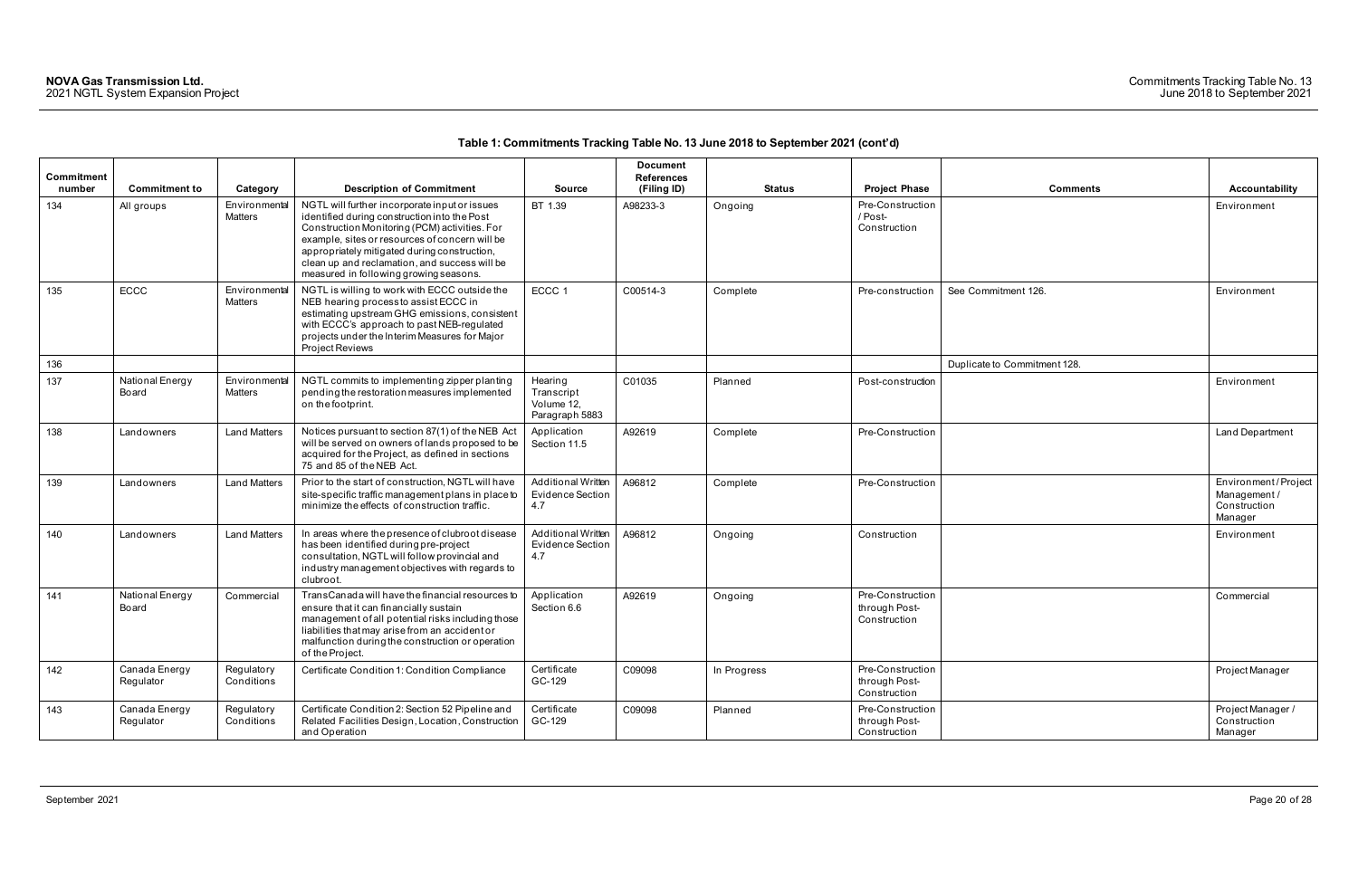**Table 1: Commitments Tracking Table No. 13 June 2018 to September 2021 (cont'd)**

| Commitment number | Commitment to | Category | Description of Commitment | Source | Document References (Filing ID) | Status | Project Phase | Comments | Accountability |
|---|---|---|---|---|---|---|---|---|---|
| 134 | All groups | Environmental Matters | NGTL will further incorporate input or issues identified during construction into the Post Construction Monitoring (PCM) activities. For example, sites or resources of concern will be appropriately mitigated during construction, clean up and reclamation, and success will be measured in following growing seasons. | BT 1.39 | A98233-3 | Ongoing | Pre-Construction / Post-Construction | | Environment |
| 135 | ECCC | Environmental Matters | NGTL is willing to work with ECCC outside the NEB hearing process to assist ECCC in estimating upstream GHG emissions, consistent with ECCC's approach to past NEB-regulated projects under the Interim Measures for Major Project Reviews | ECCC 1 | C00514-3 | Complete | Pre-construction | See Commitment 126. | Environment |
| 136 | | | | | | | | Duplicate to Commitment 128. | |
| 137 | National Energy Board | Environmental Matters | NGTL commits to implementing zipper planting pending the restoration measures implemented on the footprint. | Hearing Transcript Volume 12, Paragraph 5883 | C01035 | Planned | Post-construction | | Environment |
| 138 | Landowners | Land Matters | Notices pursuant to section 87(1) of the NEB Act will be served on owners of lands proposed to be acquired for the Project, as defined in sections 75 and 85 of the NEB Act. | Application Section 11.5 | A92619 | Complete | Pre-Construction | | Land Department |
| 139 | Landowners | Land Matters | Prior to the start of construction, NGTL will have site-specific traffic management plans in place to minimize the effects of construction traffic. | Additional Written Evidence Section 4.7 | A96812 | Complete | Pre-Construction | | Environment / Project Management / Construction Manager |
| 140 | Landowners | Land Matters | In areas where the presence of clubroot disease has been identified during pre-project consultation, NGTL will follow provincial and industry management objectives with regards to clubroot. | Additional Written Evidence Section 4.7 | A96812 | Ongoing | Construction | | Environment |
| 141 | National Energy Board | Commercial | TransCanada will have the financial resources to ensure that it can financially sustain management of all potential risks including those liabilities that may arise from an accident or malfunction during the construction or operation of the Project. | Application Section 6.6 | A92619 | Ongoing | Pre-Construction through Post-Construction | | Commercial |
| 142 | Canada Energy Regulator | Regulatory Conditions | Certificate Condition 1: Condition Compliance | Certificate GC-129 | C09098 | In Progress | Pre-Construction through Post-Construction | | Project Manager |
| 143 | Canada Energy Regulator | Regulatory Conditions | Certificate Condition 2: Section 52 Pipeline and Related Facilities Design, Location, Construction and Operation | Certificate GC-129 | C09098 | Planned | Pre-Construction through Post-Construction | | Project Manager / Construction Manager |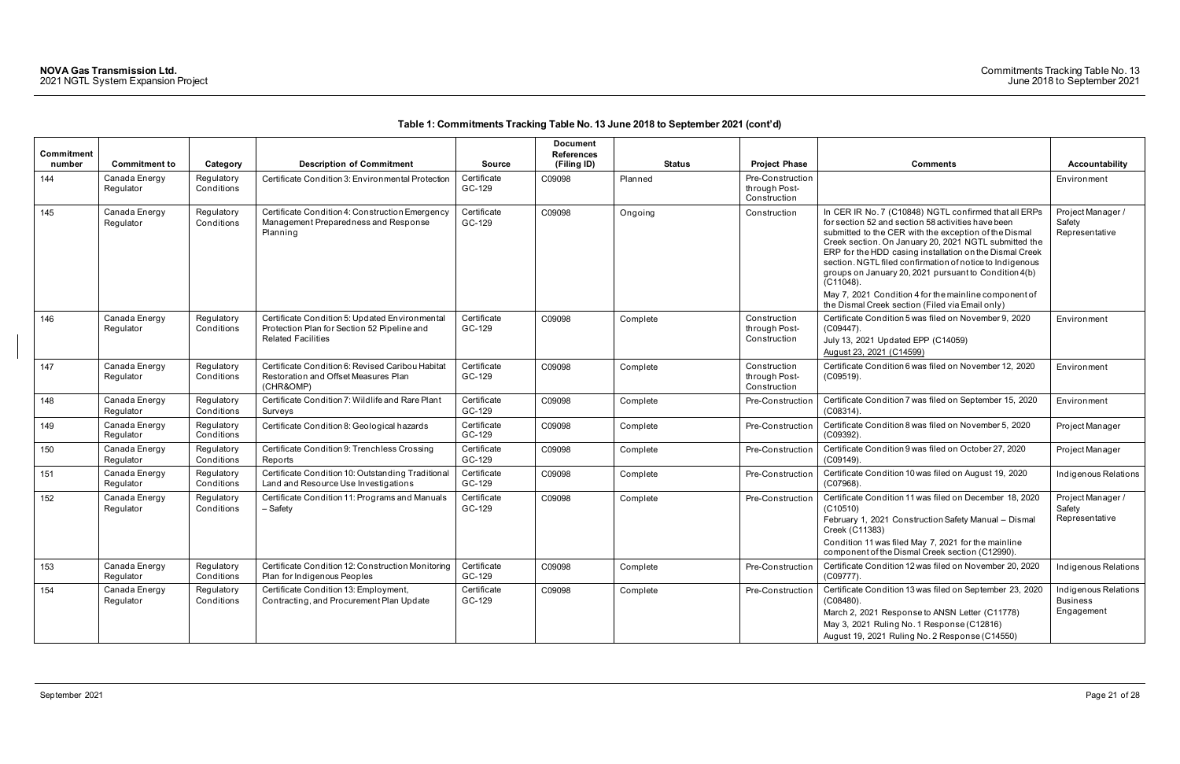**Table 1: Commitments Tracking Table No. 13 June 2018 to September 2021 (cont'd)**

| Commitment number | Commitment to | Category | Description of Commitment | Source | Document References (Filing ID) | Status | Project Phase | Comments | Accountability |
|---|---|---|---|---|---|---|---|---|---|
| 144 | Canada Energy Regulator | Regulatory Conditions | Certificate Condition 3: Environmental Protection | Certificate GC-129 | C09098 | Planned | Pre-Construction through Post-Construction | | Environment |
| 145 | Canada Energy Regulator | Regulatory Conditions | Certificate Condition 4: Construction Emergency Management Preparedness and Response Planning | Certificate GC-129 | C09098 | Ongoing | Construction | In CER IR No. 7 (C10848) NGTL confirmed that all ERPs for section 52 and section 58 activities have been submitted to the CER with the exception of the Dismal Creek section. On January 20, 2021 NGTL submitted the ERP for the HDD casing installation on the Dismal Creek section. NGTL filed confirmation of notice to Indigenous groups on January 20, 2021 pursuant to Condition 4(b) (C11048).<br>May 7, 2021 Condition 4 for the mainline component of the Dismal Creek section (Filed via Email only) | Project Manager / Safety Representative |
| 146 | Canada Energy Regulator | Regulatory Conditions | Certificate Condition 5: Updated Environmental Protection Plan for Section 52 Pipeline and Related Facilities | Certificate GC-129 | C09098 | Complete | Construction through Post-Construction | Certificate Condition 5 was filed on November 9, 2020 (C09447).<br>July 13, 2021 Updated EPP (C14059)<br>August 23, 2021 (C14599) | Environment |
| 147 | Canada Energy Regulator | Regulatory Conditions | Certificate Condition 6: Revised Caribou Habitat Restoration and Offset Measures Plan (CHR&OMP) | Certificate GC-129 | C09098 | Complete | Construction through Post-Construction | Certificate Condition 6 was filed on November 12, 2020 (C09519). | Environment |
| 148 | Canada Energy Regulator | Regulatory Conditions | Certificate Condition 7: Wildlife and Rare Plant Surveys | Certificate GC-129 | C09098 | Complete | Pre-Construction | Certificate Condition 7 was filed on September 15, 2020 (C08314). | Environment |
| 149 | Canada Energy Regulator | Regulatory Conditions | Certificate Condition 8: Geological hazards | Certificate GC-129 | C09098 | Complete | Pre-Construction | Certificate Condition 8 was filed on November 5, 2020 (C09392). | Project Manager |
| 150 | Canada Energy Regulator | Regulatory Conditions | Certificate Condition 9: Trenchless Crossing Reports | Certificate GC-129 | C09098 | Complete | Pre-Construction | Certificate Condition 9 was filed on October 27, 2020 (C09149). | Project Manager |
| 151 | Canada Energy Regulator | Regulatory Conditions | Certificate Condition 10: Outstanding Traditional Land and Resource Use Investigations | Certificate GC-129 | C09098 | Complete | Pre-Construction | Certificate Condition 10 was filed on August 19, 2020 (C07968). | Indigenous Relations |
| 152 | Canada Energy Regulator | Regulatory Conditions | Certificate Condition 11: Programs and Manuals – Safety | Certificate GC-129 | C09098 | Complete | Pre-Construction | Certificate Condition 11 was filed on December 18, 2020 (C10510)<br>February 1, 2021 Construction Safety Manual – Dismal Creek (C11383)<br>Condition 11 was filed May 7, 2021 for the mainline component of the Dismal Creek section (C12990). | Project Manager / Safety Representative |
| 153 | Canada Energy Regulator | Regulatory Conditions | Certificate Condition 12: Construction Monitoring Plan for Indigenous Peoples | Certificate GC-129 | C09098 | Complete | Pre-Construction | Certificate Condition 12 was filed on November 20, 2020 (C09777). | Indigenous Relations |
| 154 | Canada Energy Regulator | Regulatory Conditions | Certificate Condition 13: Employment, Contracting, and Procurement Plan Update | Certificate GC-129 | C09098 | Complete | Pre-Construction | Certificate Condition 13 was filed on September 23, 2020 (C08480).<br>March 2, 2021 Response to ANSN Letter (C11778)<br>May 3, 2021 Ruling No. 1 Response (C12816)<br>August 19, 2021 Ruling No. 2 Response (C14550) | Indigenous Relations Business Engagement |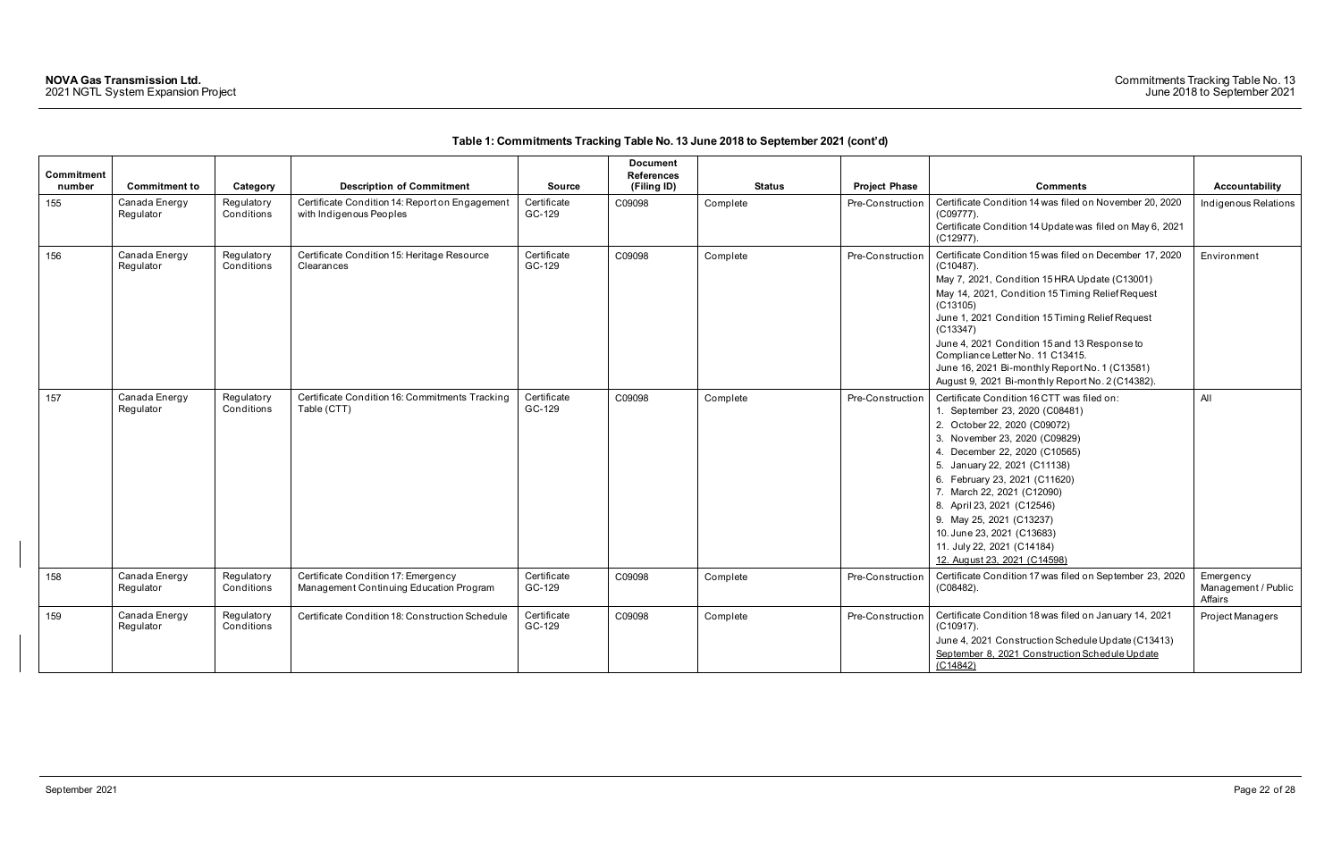**Table 1: Commitments Tracking Table No. 13 June 2018 to September 2021 (cont'd)**

| Commitment number | Commitment to | Category | Description of Commitment | Source | Document References (Filing ID) | Status | Project Phase | Comments | Accountability |
|---|---|---|---|---|---|---|---|---|---|
| 155 | Canada Energy Regulator | Regulatory Conditions | Certificate Condition 14: Report on Engagement with Indigenous Peoples | Certificate GC-129 | C09098 | Complete | Pre-Construction | Certificate Condition 14 was filed on November 20, 2020 (C09777).<br>Certificate Condition 14 Update was filed on May 6, 2021 (C12977). | Indigenous Relations |
| 156 | Canada Energy Regulator | Regulatory Conditions | Certificate Condition 15: Heritage Resource Clearances | Certificate GC-129 | C09098 | Complete | Pre-Construction | Certificate Condition 15 was filed on December 17, 2020 (C10487).<br>May 7, 2021, Condition 15 HRA Update (C13001)<br>May 14, 2021, Condition 15 Timing Relief Request (C13105)<br>June 1, 2021 Condition 15 Timing Relief Request (C13347)<br>June 4, 2021 Condition 15 and 13 Response to Compliance Letter No. 11 C13415.<br>June 16, 2021 Bi-monthly Report No. 1 (C13581)<br>August 9, 2021 Bi-monthly Report No. 2 (C14382). | Environment |
| 157 | Canada Energy Regulator | Regulatory Conditions | Certificate Condition 16: Commitments Tracking Table (CTT) | Certificate GC-129 | C09098 | Complete | Pre-Construction | Certificate Condition 16 CTT was filed on:<br>1. September 23, 2020 (C08481)<br>2. October 22, 2020 (C09072)<br>3. November 23, 2020 (C09829)<br>4. December 22, 2020 (C10565)<br>5. January 22, 2021 (C11138)<br>6. February 23, 2021 (C11620)<br>7. March 22, 2021 (C12090)<br>8. April 23, 2021 (C12546)<br>9. May 25, 2021 (C13237)<br>10. June 23, 2021 (C13683)<br>11. July 22, 2021 (C14184)<br>12. August 23, 2021 (C14598) | All |
| 158 | Canada Energy Regulator | Regulatory Conditions | Certificate Condition 17: Emergency Management Continuing Education Program | Certificate GC-129 | C09098 | Complete | Pre-Construction | Certificate Condition 17 was filed on September 23, 2020 (C08482). | Emergency Management / Public Affairs |
| 159 | Canada Energy Regulator | Regulatory Conditions | Certificate Condition 18: Construction Schedule | Certificate GC-129 | C09098 | Complete | Pre-Construction | Certificate Condition 18 was filed on January 14, 2021 (C10917).<br>June 4, 2021 Construction Schedule Update (C13413)<br>September 8, 2021 Construction Schedule Update (C14842) | Project Managers |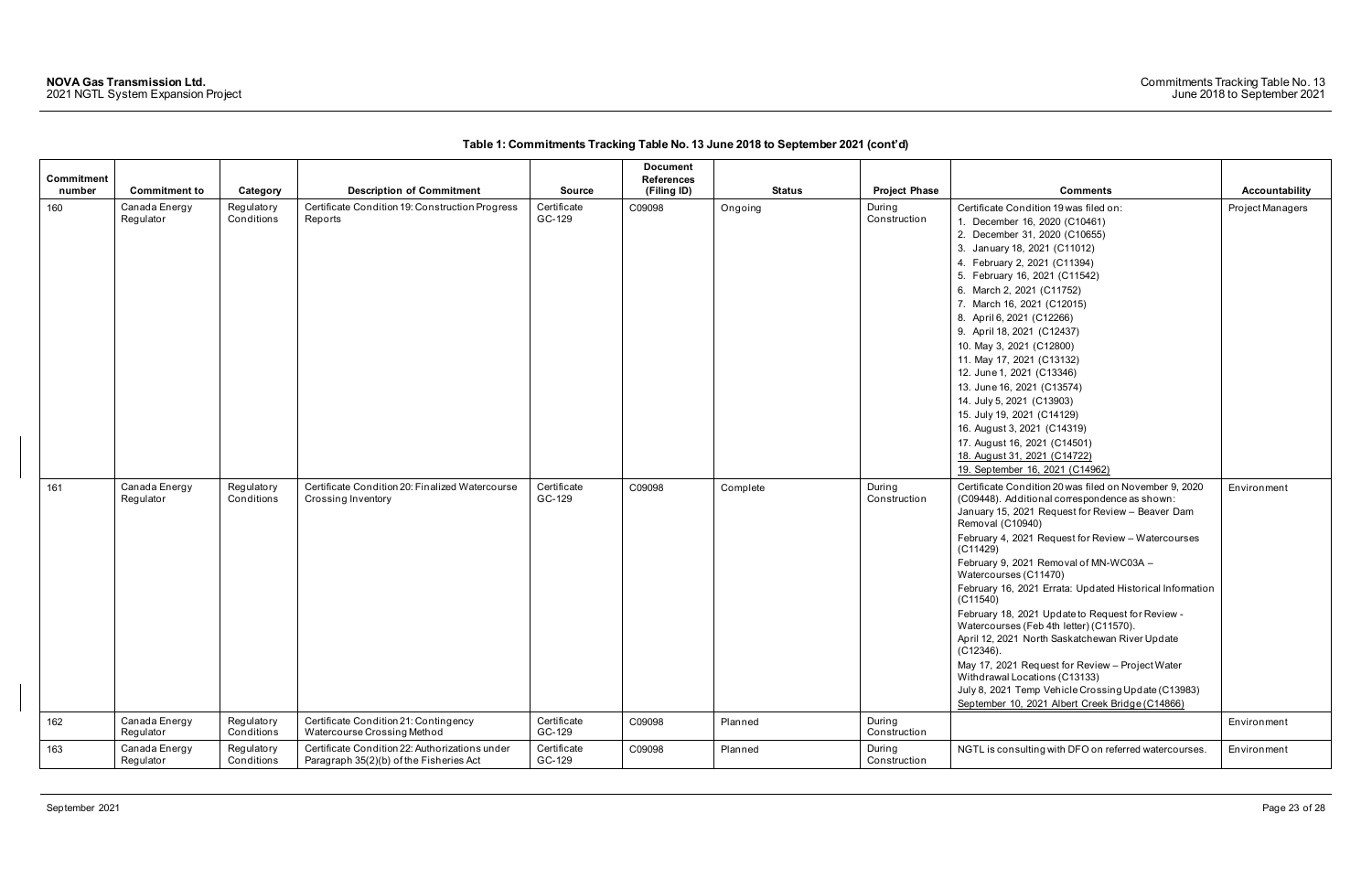**Table 1: Commitments Tracking Table No. 13 June 2018 to September 2021 (cont'd)**

| Commitment number | Commitment to | Category | Description of Commitment | Source | Document References (Filing ID) | Status | Project Phase | Comments | Accountability |
|---|---|---|---|---|---|---|---|---|---|
| 160 | Canada Energy Regulator | Regulatory Conditions | Certificate Condition 19: Construction Progress Reports | Certificate GC-129 | C09098 | Ongoing | During Construction | Certificate Condition 19 was filed on: 1. December 16, 2020 (C10461) 2. December 31, 2020 (C10655) 3. January 18, 2021 (C11012) 4. February 2, 2021 (C11394) 5. February 16, 2021 (C11542) 6. March 2, 2021 (C11752) 7. March 16, 2021 (C12015) 8. April 6, 2021 (C12266) 9. April 18, 2021 (C12437) 10. May 3, 2021 (C12800) 11. May 17, 2021 (C13132) 12. June 1, 2021 (C13346) 13. June 16, 2021 (C13574) 14. July 5, 2021 (C13903) 15. July 19, 2021 (C14129) 16. August 3, 2021 (C14319) 17. August 16, 2021 (C14501) 18. August 31, 2021 (C14722) 19. September 16, 2021 (C14962) | Project Managers |
| 161 | Canada Energy Regulator | Regulatory Conditions | Certificate Condition 20: Finalized Watercourse Crossing Inventory | Certificate GC-129 | C09098 | Complete | During Construction | Certificate Condition 20 was filed on November 9, 2020 (C09448). Additional correspondence as shown: January 15, 2021 Request for Review – Beaver Dam Removal (C10940) February 4, 2021 Request for Review – Watercourses (C11429) February 9, 2021 Removal of MN-WC03A – Watercourses (C11470) February 16, 2021 Errata: Updated Historical Information (C11540) February 18, 2021 Update to Request for Review - Watercourses (Feb 4th letter) (C11570). April 12, 2021 North Saskatchewan River Update (C12346). May 17, 2021 Request for Review – Project Water Withdrawal Locations (C13133) July 8, 2021 Temp Vehicle Crossing Update (C13983) September 10, 2021 Albert Creek Bridge (C14866) | Environment |
| 162 | Canada Energy Regulator | Regulatory Conditions | Certificate Condition 21: Contingency Watercourse Crossing Method | Certificate GC-129 | C09098 | Planned | During Construction | | Environment |
| 163 | Canada Energy Regulator | Regulatory Conditions | Certificate Condition 22: Authorizations under Paragraph 35(2)(b) of the Fisheries Act | Certificate GC-129 | C09098 | Planned | During Construction | NGTL is consulting with DFO on referred watercourses. | Environment |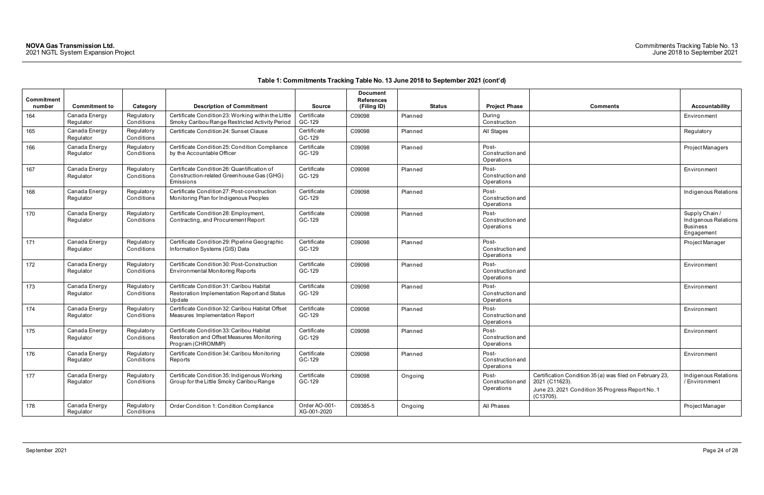**Table 1: Commitments Tracking Table No. 13 June 2018 to September 2021 (cont'd)**

| Commitment number | Commitment to | Category | Description of Commitment | Source | Document References (Filing ID) | Status | Project Phase | Comments | Accountability |
|---|---|---|---|---|---|---|---|---|---|
| 164 | Canada Energy Regulator | Regulatory Conditions | Certificate Condition 23: Working within the Little Smoky Caribou Range Restricted Activity Period | Certificate GC-129 | C09098 | Planned | During Construction | | Environment |
| 165 | Canada Energy Regulator | Regulatory Conditions | Certificate Condition 24: Sunset Clause | Certificate GC-129 | C09098 | Planned | All Stages | | Regulatory |
| 166 | Canada Energy Regulator | Regulatory Conditions | Certificate Condition 25: Condition Compliance by the Accountable Officer | Certificate GC-129 | C09098 | Planned | Post-Construction and Operations | | Project Managers |
| 167 | Canada Energy Regulator | Regulatory Conditions | Certificate Condition 26: Quantification of Construction-related Greenhouse Gas (GHG) Emissions | Certificate GC-129 | C09098 | Planned | Post-Construction and Operations | | Environment |
| 168 | Canada Energy Regulator | Regulatory Conditions | Certificate Condition 27: Post-construction Monitoring Plan for Indigenous Peoples | Certificate GC-129 | C09098 | Planned | Post-Construction and Operations | | Indigenous Relations |
| 170 | Canada Energy Regulator | Regulatory Conditions | Certificate Condition 28: Employment, Contracting, and Procurement Report | Certificate GC-129 | C09098 | Planned | Post-Construction and Operations | | Supply Chain / Indigenous Relations Business Engagement |
| 171 | Canada Energy Regulator | Regulatory Conditions | Certificate Condition 29: Pipeline Geographic Information Systems (GIS) Data | Certificate GC-129 | C09098 | Planned | Post-Construction and Operations | | Project Manager |
| 172 | Canada Energy Regulator | Regulatory Conditions | Certificate Condition 30: Post-Construction Environmental Monitoring Reports | Certificate GC-129 | C09098 | Planned | Post-Construction and Operations | | Environment |
| 173 | Canada Energy Regulator | Regulatory Conditions | Certificate Condition 31: Caribou Habitat Restoration Implementation Report and Status Update | Certificate GC-129 | C09098 | Planned | Post-Construction and Operations | | Environment |
| 174 | Canada Energy Regulator | Regulatory Conditions | Certificate Condition 32: Caribou Habitat Offset Measures Implementation Report | Certificate GC-129 | C09098 | Planned | Post-Construction and Operations | | Environment |
| 175 | Canada Energy Regulator | Regulatory Conditions | Certificate Condition 33: Caribou Habitat Restoration and Offset Measures Monitoring Program (CHROMMP) | Certificate GC-129 | C09098 | Planned | Post-Construction and Operations | | Environment |
| 176 | Canada Energy Regulator | Regulatory Conditions | Certificate Condition 34: Caribou Monitoring Reports | Certificate GC-129 | C09098 | Planned | Post-Construction and Operations | | Environment |
| 177 | Canada Energy Regulator | Regulatory Conditions | Certificate Condition 35: Indigenous Working Group for the Little Smoky Caribou Range | Certificate GC-129 | C09098 | Ongoing | Post-Construction and Operations | Certification Condition 35 (a) was filed on February 23, 2021 (C11623). June 23, 2021 Condition 35 Progress Report No. 1 (C13705). | Indigenous Relations / Environment |
| 178 | Canada Energy Regulator | Regulatory Conditions | Order Condition 1: Condition Compliance | Order AO-001-XG-001-2020 | C09385-5 | Ongoing | All Phases | | Project Manager |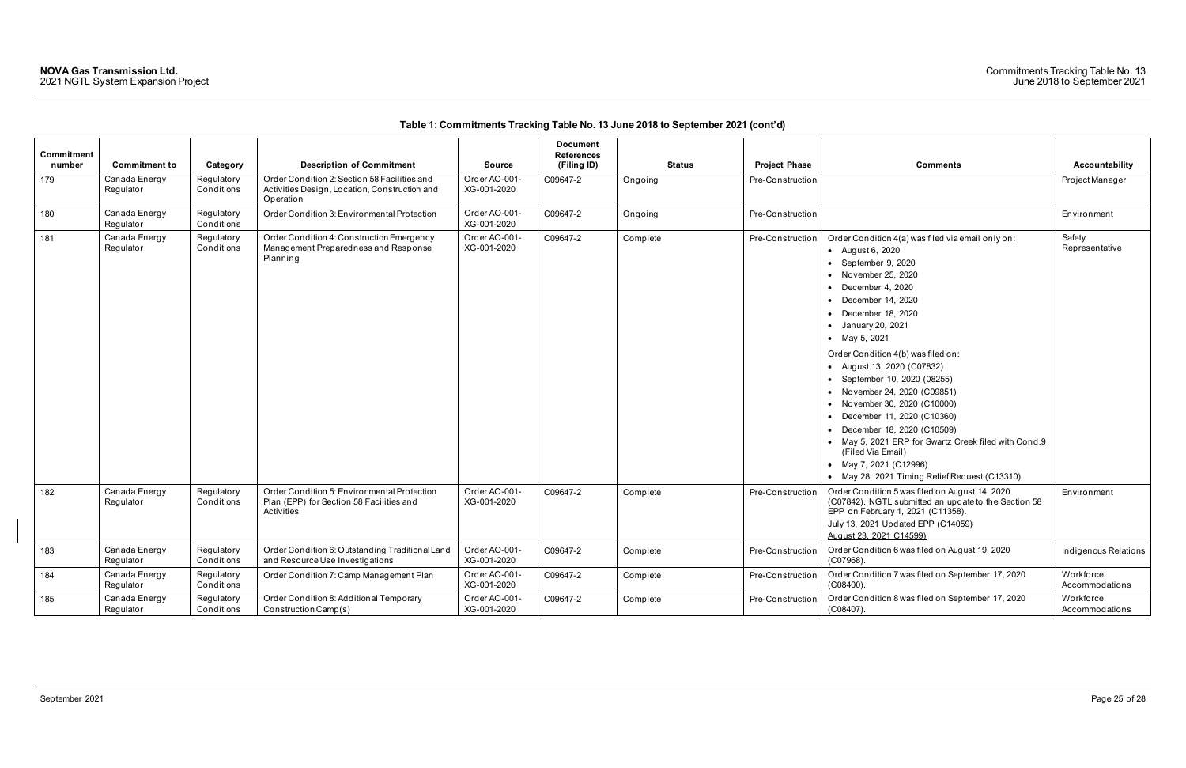**Table 1: Commitments Tracking Table No. 13 June 2018 to September 2021 (cont'd)**

| Commitment number | Commitment to | Category | Description of Commitment | Source | Document References (Filing ID) | Status | Project Phase | Comments | Accountability |
|---|---|---|---|---|---|---|---|---|---|
| 179 | Canada Energy Regulator | Regulatory Conditions | Order Condition 2: Section 58 Facilities and Activities Design, Location, Construction and Operation | Order AO-001-XG-001-2020 | C09647-2 | Ongoing | Pre-Construction | | Project Manager |
| 180 | Canada Energy Regulator | Regulatory Conditions | Order Condition 3: Environmental Protection | Order AO-001-XG-001-2020 | C09647-2 | Ongoing | Pre-Construction | | Environment |
| 181 | Canada Energy Regulator | Regulatory Conditions | Order Condition 4: Construction Emergency Management Preparedness and Response Planning | Order AO-001-XG-001-2020 | C09647-2 | Complete | Pre-Construction | Order Condition 4(a) was filed via email only on: <br>• August 6, 2020 <br>• September 9, 2020 <br>• November 25, 2020 <br>• December 4, 2020 <br>• December 14, 2020 <br>• December 18, 2020 <br>• January 20, 2021 <br>• May 5, 2021 <br>Order Condition 4(b) was filed on: <br>• August 13, 2020 (C07832) <br>• September 10, 2020 (08255) <br>• November 24, 2020 (C09851) <br>• November 30, 2020 (C10000) <br>• December 11, 2020 (C10360) <br>• December 18, 2020 (C10509) <br>• May 5, 2021 ERP for Swartz Creek filed with Cond.9 (Filed Via Email) <br>• May 7, 2021 (C12996) <br>• May 28, 2021 Timing Relief Request (C13310) | Safety Representative |
| 182 | Canada Energy Regulator | Regulatory Conditions | Order Condition 5: Environmental Protection Plan (EPP) for Section 58 Facilities and Activities | Order AO-001-XG-001-2020 | C09647-2 | Complete | Pre-Construction | Order Condition 5 was filed on August 14, 2020 (C07842). NGTL submitted an update to the Section 58 EPP on February 1, 2021 (C11358). <br>July 13, 2021 Updated EPP (C14059) <br>August 23, 2021 C14599) | Environment |
| 183 | Canada Energy Regulator | Regulatory Conditions | Order Condition 6: Outstanding Traditional Land and Resource Use Investigations | Order AO-001-XG-001-2020 | C09647-2 | Complete | Pre-Construction | Order Condition 6 was filed on August 19, 2020 (C07968). | Indigenous Relations |
| 184 | Canada Energy Regulator | Regulatory Conditions | Order Condition 7: Camp Management Plan | Order AO-001-XG-001-2020 | C09647-2 | Complete | Pre-Construction | Order Condition 7 was filed on September 17, 2020 (C08400). | Workforce Accommodations |
| 185 | Canada Energy Regulator | Regulatory Conditions | Order Condition 8: Additional Temporary Construction Camp(s) | Order AO-001-XG-001-2020 | C09647-2 | Complete | Pre-Construction | Order Condition 8 was filed on September 17, 2020 (C08407). | Workforce Accommodations |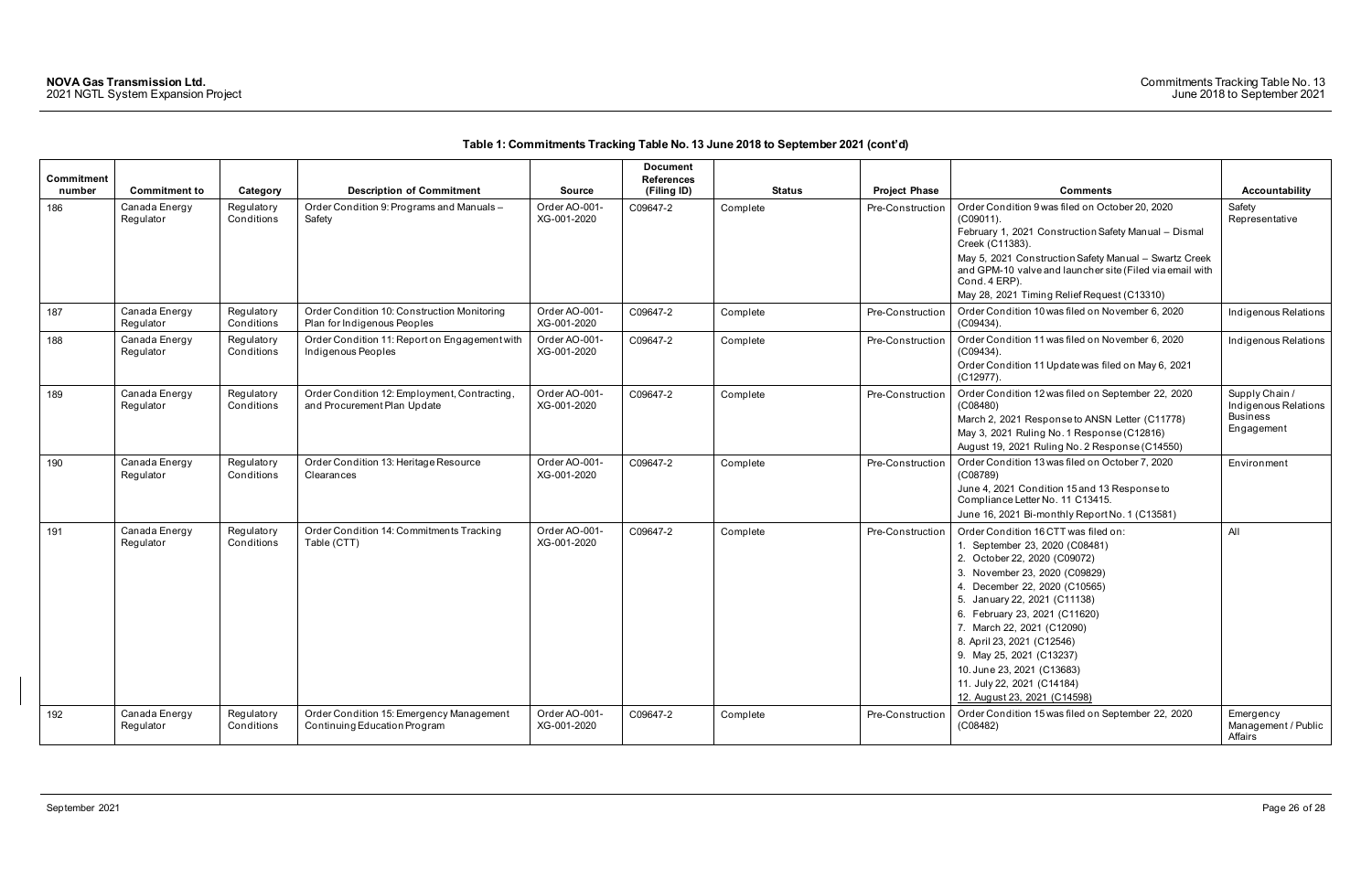**Table 1: Commitments Tracking Table No. 13 June 2018 to September 2021 (cont'd)**

| Commitment number | Commitment to | Category | Description of Commitment | Source | Document References (Filing ID) | Status | Project Phase | Comments | Accountability |
|---|---|---|---|---|---|---|---|---|---|
| 186 | Canada Energy Regulator | Regulatory Conditions | Order Condition 9: Programs and Manuals – Safety | Order AO-001-XG-001-2020 | C09647-2 | Complete | Pre-Construction | Order Condition 9 was filed on October 20, 2020 (C09011).<br>February 1, 2021 Construction Safety Manual – Dismal Creek (C11383).<br>May 5, 2021 Construction Safety Manual – Swartz Creek and GPM-10 valve and launcher site (Filed via email with Cond. 4 ERP).<br>May 28, 2021 Timing Relief Request (C13310) | Safety Representative |
| 187 | Canada Energy Regulator | Regulatory Conditions | Order Condition 10: Construction Monitoring Plan for Indigenous Peoples | Order AO-001-XG-001-2020 | C09647-2 | Complete | Pre-Construction | Order Condition 10 was filed on November 6, 2020 (C09434). | Indigenous Relations |
| 188 | Canada Energy Regulator | Regulatory Conditions | Order Condition 11: Report on Engagement with Indigenous Peoples | Order AO-001-XG-001-2020 | C09647-2 | Complete | Pre-Construction | Order Condition 11 was filed on November 6, 2020 (C09434).<br>Order Condition 11 Update was filed on May 6, 2021 (C12977). | Indigenous Relations |
| 189 | Canada Energy Regulator | Regulatory Conditions | Order Condition 12: Employment, Contracting, and Procurement Plan Update | Order AO-001-XG-001-2020 | C09647-2 | Complete | Pre-Construction | Order Condition 12 was filed on September 22, 2020 (C08480)<br>March 2, 2021 Response to ANSN Letter (C11778)<br>May 3, 2021 Ruling No. 1 Response (C12816)<br>August 19, 2021 Ruling No. 2 Response (C14550) | Supply Chain / Indigenous Relations Business Engagement |
| 190 | Canada Energy Regulator | Regulatory Conditions | Order Condition 13: Heritage Resource Clearances | Order AO-001-XG-001-2020 | C09647-2 | Complete | Pre-Construction | Order Condition 13 was filed on October 7, 2020 (C08789)<br>June 4, 2021 Condition 15 and 13 Response to Compliance Letter No. 11 C13415.<br>June 16, 2021 Bi-monthly Report No. 1 (C13581) | Environment |
| 191 | Canada Energy Regulator | Regulatory Conditions | Order Condition 14: Commitments Tracking Table (CTT) | Order AO-001-XG-001-2020 | C09647-2 | Complete | Pre-Construction | Order Condition 16 CTT was filed on:<br>1. September 23, 2020 (C08481)<br>2. October 22, 2020 (C09072)<br>3. November 23, 2020 (C09829)<br>4. December 22, 2020 (C10565)<br>5. January 22, 2021 (C11138)<br>6. February 23, 2021 (C11620)<br>7. March 22, 2021 (C12090)<br>8. April 23, 2021 (C12546)<br>9. May 25, 2021 (C13237)<br>10. June 23, 2021 (C13683)<br>11. July 22, 2021 (C14184)<br>12. August 23, 2021 (C14598) | All |
| 192 | Canada Energy Regulator | Regulatory Conditions | Order Condition 15: Emergency Management Continuing Education Program | Order AO-001-XG-001-2020 | C09647-2 | Complete | Pre-Construction | Order Condition 15 was filed on September 22, 2020 (C08482) | Emergency Management / Public Affairs |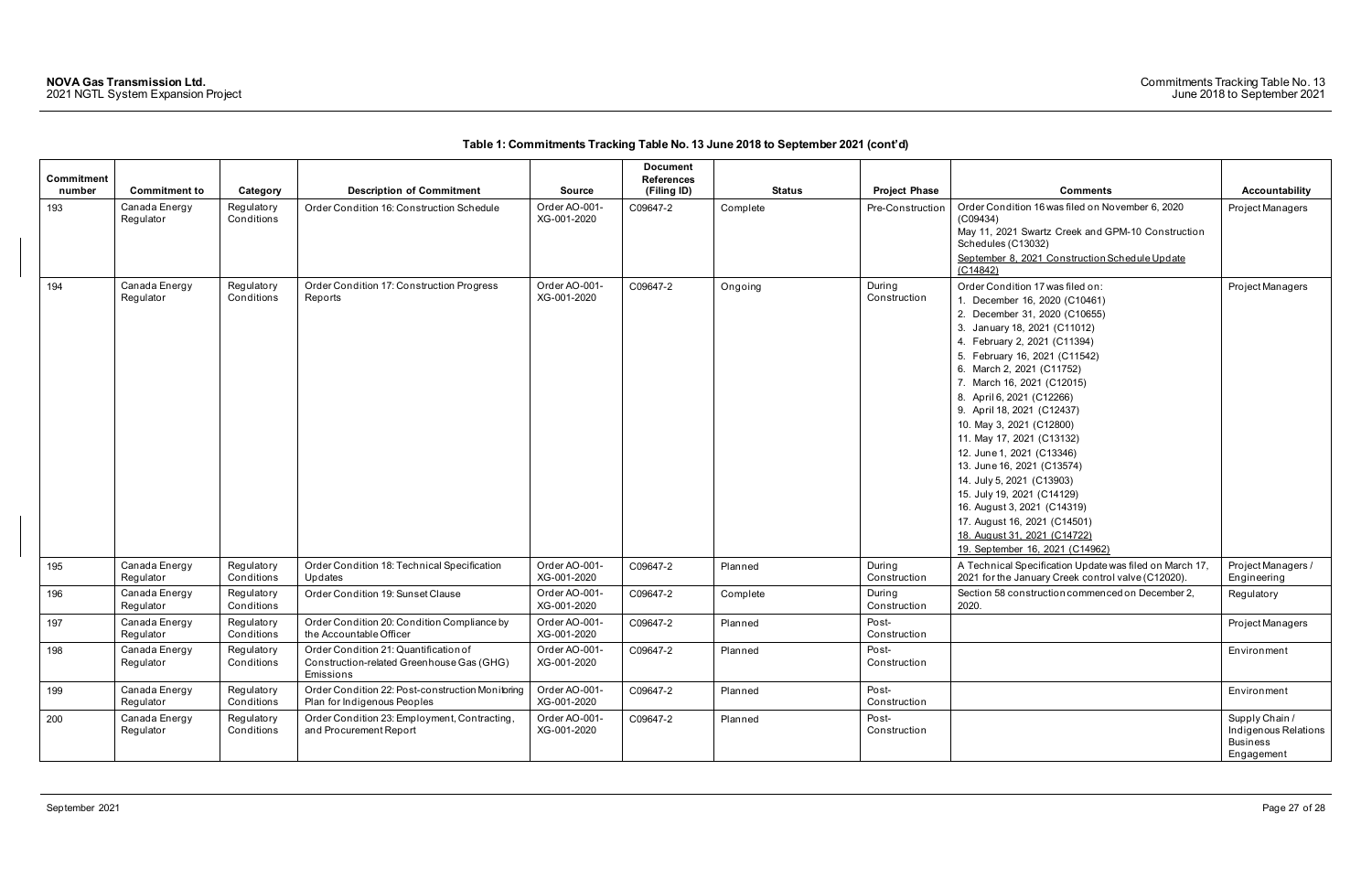**Table 1: Commitments Tracking Table No. 13 June 2018 to September 2021 (cont'd)**

| Commitment number | Commitment to | Category | Description of Commitment | Source | Document References (Filing ID) | Status | Project Phase | Comments | Accountability |
|---|---|---|---|---|---|---|---|---|---|
| 193 | Canada Energy Regulator | Regulatory Conditions | Order Condition 16: Construction Schedule | Order AO-001-XG-001-2020 | C09647-2 | Complete | Pre-Construction | Order Condition 16 was filed on November 6, 2020 (C09434)<br>May 11, 2021 Swartz Creek and GPM-10 Construction Schedules (C13032)<br>September 8, 2021 Construction Schedule Update (C14842) | Project Managers |
| 194 | Canada Energy Regulator | Regulatory Conditions | Order Condition 17: Construction Progress Reports | Order AO-001-XG-001-2020 | C09647-2 | Ongoing | During Construction | Order Condition 17 was filed on:<br>1. December 16, 2020 (C10461)<br>2. December 31, 2020 (C10655)<br>3. January 18, 2021 (C11012)<br>4. February 2, 2021 (C11394)<br>5. February 16, 2021 (C11542)<br>6. March 2, 2021 (C11752)<br>7. March 16, 2021 (C12015)<br>8. April 6, 2021 (C12266)<br>9. April 18, 2021 (C12437)<br>10. May 3, 2021 (C12800)<br>11. May 17, 2021 (C13132)<br>12. June 1, 2021 (C13346)<br>13. June 16, 2021 (C13574)<br>14. July 5, 2021 (C13903)<br>15. July 19, 2021 (C14129)<br>16. August 3, 2021 (C14319)<br>17. August 16, 2021 (C14501)<br>18. August 31, 2021 (C14722)<br>19. September 16, 2021 (C14962) | Project Managers |
| 195 | Canada Energy Regulator | Regulatory Conditions | Order Condition 18: Technical Specification Updates | Order AO-001-XG-001-2020 | C09647-2 | Planned | During Construction | A Technical Specification Update was filed on March 17, 2021 for the January Creek control valve (C12020). | Project Managers / Engineering |
| 196 | Canada Energy Regulator | Regulatory Conditions | Order Condition 19: Sunset Clause | Order AO-001-XG-001-2020 | C09647-2 | Complete | During Construction | Section 58 construction commenced on December 2, 2020. | Regulatory |
| 197 | Canada Energy Regulator | Regulatory Conditions | Order Condition 20: Condition Compliance by the Accountable Officer | Order AO-001-XG-001-2020 | C09647-2 | Planned | Post-Construction | | Project Managers |
| 198 | Canada Energy Regulator | Regulatory Conditions | Order Condition 21: Quantification of Construction-related Greenhouse Gas (GHG) Emissions | Order AO-001-XG-001-2020 | C09647-2 | Planned | Post-Construction | | Environment |
| 199 | Canada Energy Regulator | Regulatory Conditions | Order Condition 22: Post-construction Monitoring Plan for Indigenous Peoples | Order AO-001-XG-001-2020 | C09647-2 | Planned | Post-Construction | | Environment |
| 200 | Canada Energy Regulator | Regulatory Conditions | Order Condition 23: Employment, Contracting, and Procurement Report | Order AO-001-XG-001-2020 | C09647-2 | Planned | Post-Construction | | Supply Chain / Indigenous Relations Business Engagement |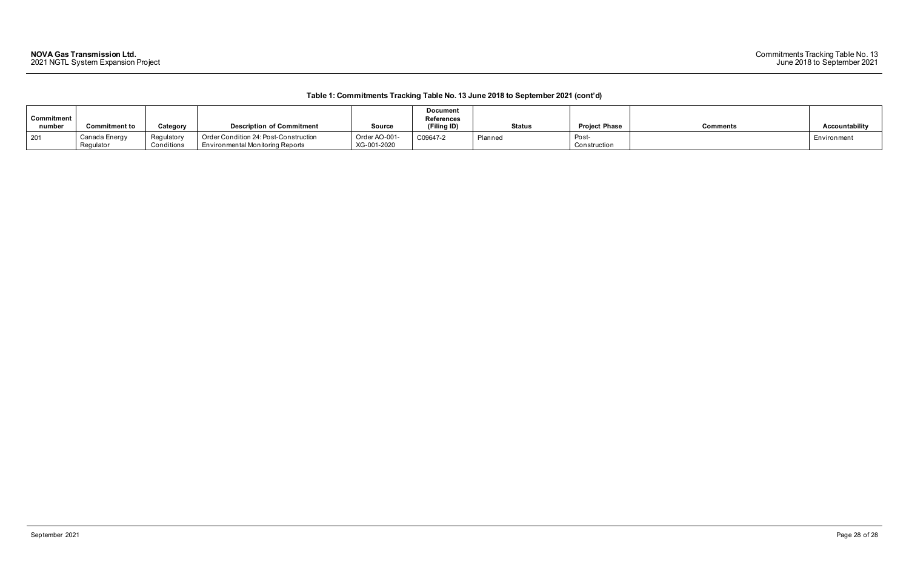**Table 1: Commitments Tracking Table No. 13 June 2018 to September 2021 (cont'd)**

| Commitment number | Commitment to | Category | Description of Commitment | Source | Document References (Filing ID) | Status | Project Phase | Comments | Accountability |
|---|---|---|---|---|---|---|---|---|---|
| 201 | Canada Energy Regulator | Regulatory Conditions | Order Condition 24: Post-Construction Environmental Monitoring Reports | Order AO-001-XG-001-2020 | C09647-2 | Planned | Post-Construction | | Environment |